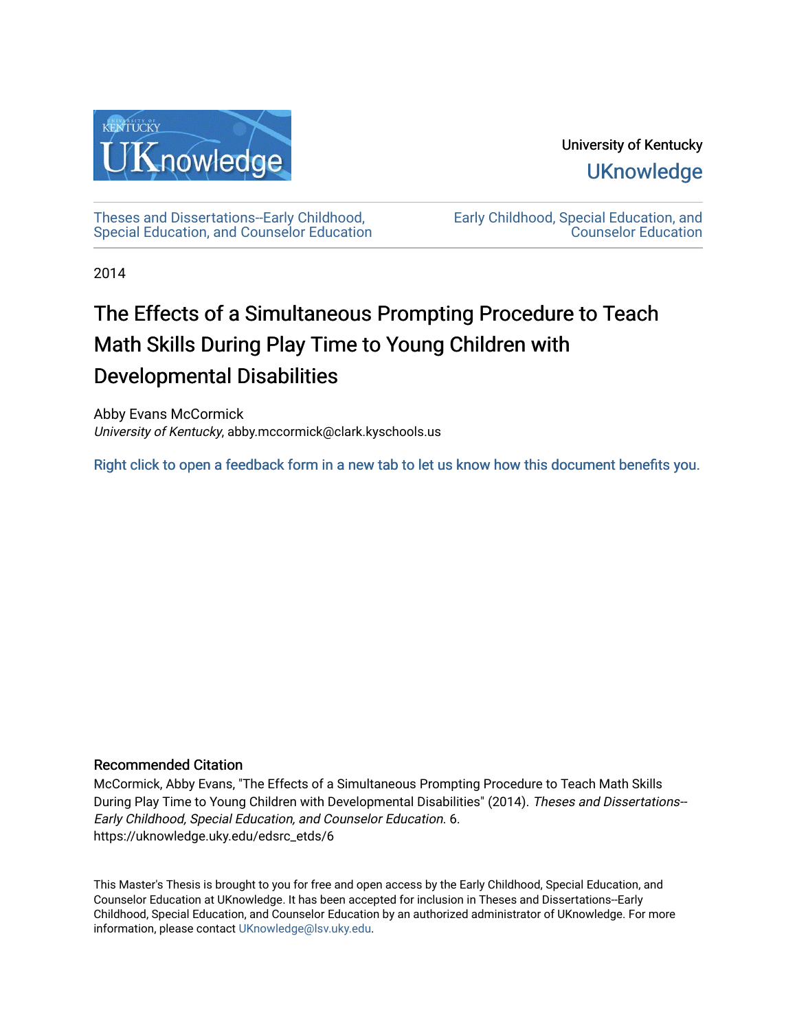University of Kentucky

UKnowledge

Theses and Dissertations--Early Childhood, Special Education, and Counselor Education

Early Childhood, Special Education, and Counselor Education

2014

# The Effects of a Simultaneous Prompting Procedure to Teach Math Skills During Play Time to Young Children with Developmental Disabilities

Abby Evans McCormick
*University of Kentucky*, abby.mccormick@clark.kyschools.us

Right click to open a feedback form in a new tab to let us know how this document benefits you.

### Recommended Citation

McCormick, Abby Evans, "The Effects of a Simultaneous Prompting Procedure to Teach Math Skills During Play Time to Young Children with Developmental Disabilities" (2014). *Theses and Dissertations--Early Childhood, Special Education, and Counselor Education*. 6.
https://uknowledge.uky.edu/edsrc_etds/6

This Master's Thesis is brought to you for free and open access by the Early Childhood, Special Education, and Counselor Education at UKnowledge. It has been accepted for inclusion in Theses and Dissertations--Early Childhood, Special Education, and Counselor Education by an authorized administrator of UKnowledge. For more information, please contact UKnowledge@lsv.uky.edu.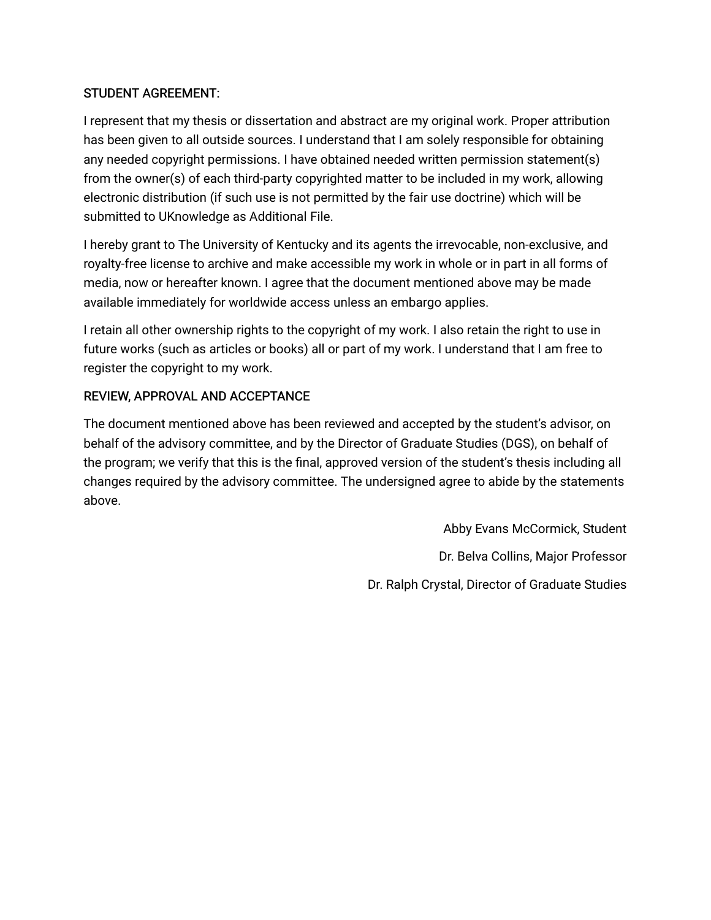## STUDENT AGREEMENT:

I represent that my thesis or dissertation and abstract are my original work. Proper attribution has been given to all outside sources. I understand that I am solely responsible for obtaining any needed copyright permissions. I have obtained needed written permission statement(s) from the owner(s) of each third-party copyrighted matter to be included in my work, allowing electronic distribution (if such use is not permitted by the fair use doctrine) which will be submitted to UKnowledge as Additional File.

I hereby grant to The University of Kentucky and its agents the irrevocable, non-exclusive, and royalty-free license to archive and make accessible my work in whole or in part in all forms of media, now or hereafter known. I agree that the document mentioned above may be made available immediately for worldwide access unless an embargo applies.

I retain all other ownership rights to the copyright of my work. I also retain the right to use in future works (such as articles or books) all or part of my work. I understand that I am free to register the copyright to my work.

## REVIEW, APPROVAL AND ACCEPTANCE

The document mentioned above has been reviewed and accepted by the student's advisor, on behalf of the advisory committee, and by the Director of Graduate Studies (DGS), on behalf of the program; we verify that this is the final, approved version of the student's thesis including all changes required by the advisory committee. The undersigned agree to abide by the statements above.

Abby Evans McCormick, Student

Dr. Belva Collins, Major Professor

Dr. Ralph Crystal, Director of Graduate Studies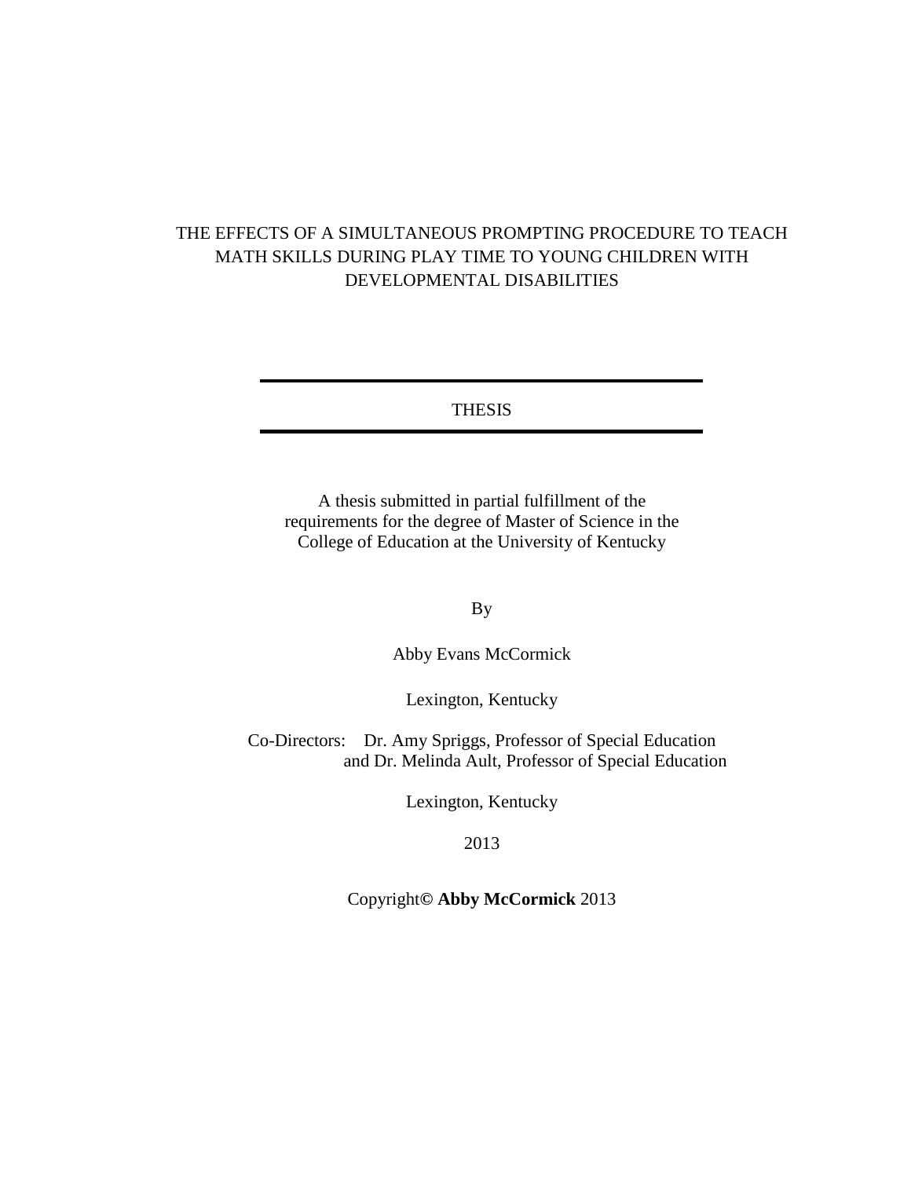# THE EFFECTS OF A SIMULTANEOUS PROMPTING PROCEDURE TO TEACH MATH SKILLS DURING PLAY TIME TO YOUNG CHILDREN WITH DEVELOPMENTAL DISABILITIES

---

THESIS

---

A thesis submitted in partial fulfillment of the requirements for the degree of Master of Science in the College of Education at the University of Kentucky

By

Abby Evans McCormick

Lexington, Kentucky

Co-Directors: Dr. Amy Spriggs, Professor of Special Education
and Dr. Melinda Ault, Professor of Special Education

Lexington, Kentucky

2013

Copyright**©** **Abby McCormick** 2013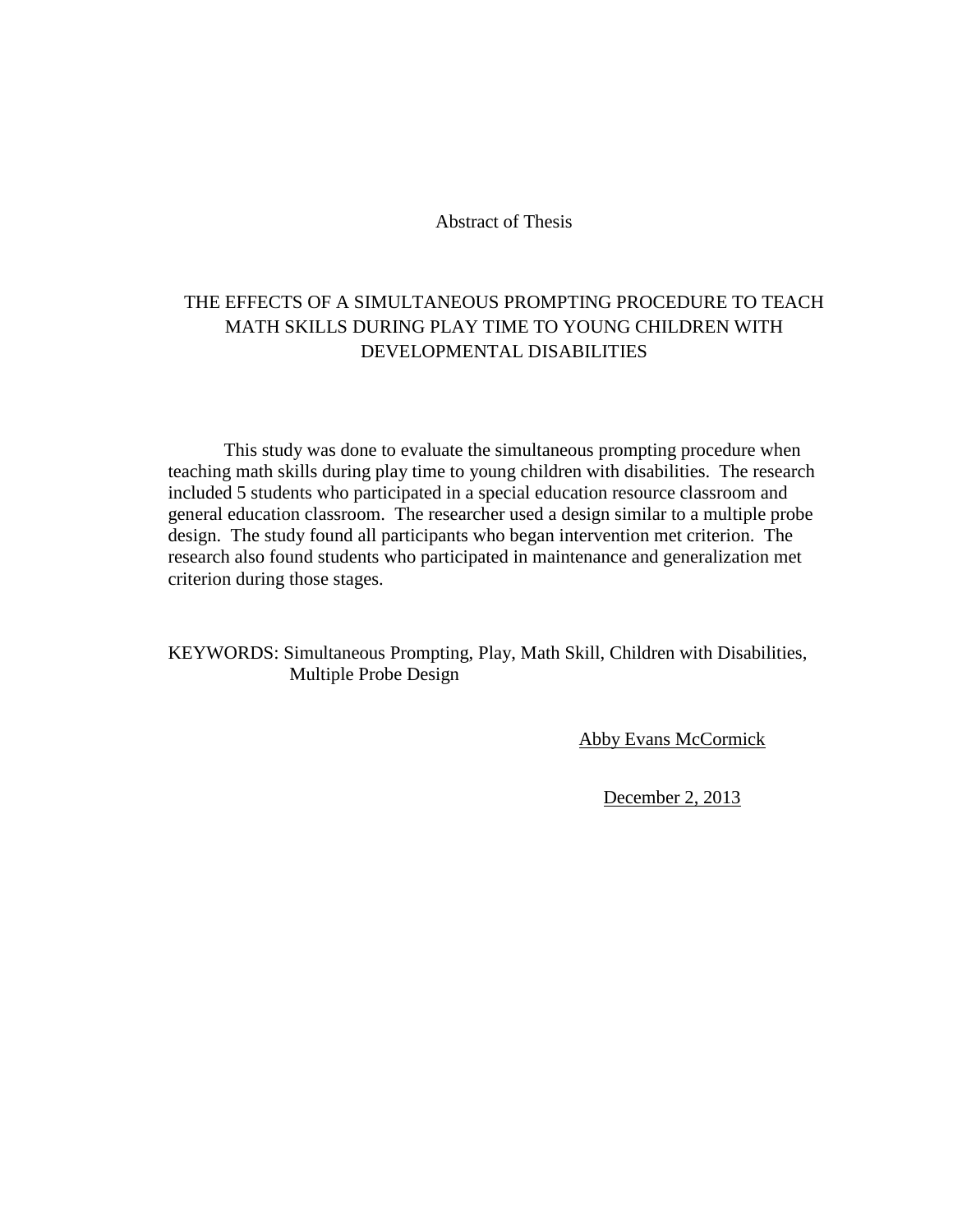Abstract of Thesis

# THE EFFECTS OF A SIMULTANEOUS PROMPTING PROCEDURE TO TEACH MATH SKILLS DURING PLAY TIME TO YOUNG CHILDREN WITH DEVELOPMENTAL DISABILITIES

This study was done to evaluate the simultaneous prompting procedure when teaching math skills during play time to young children with disabilities. The research included 5 students who participated in a special education resource classroom and general education classroom. The researcher used a design similar to a multiple probe design. The study found all participants who began intervention met criterion. The research also found students who participated in maintenance and generalization met criterion during those stages.

KEYWORDS: Simultaneous Prompting, Play, Math Skill, Children with Disabilities, Multiple Probe Design

Abby Evans McCormick

December 2, 2013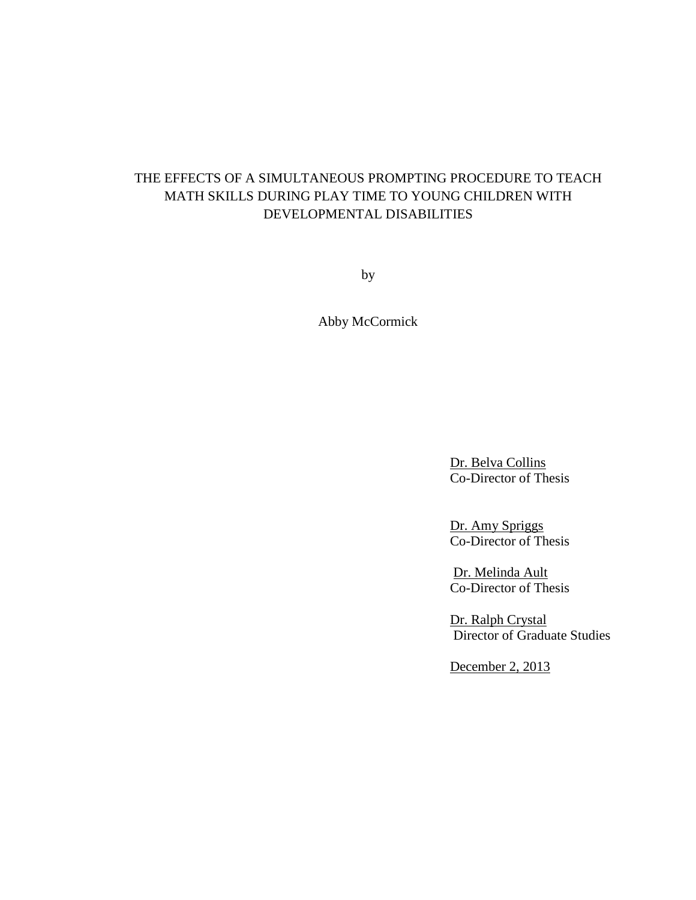THE EFFECTS OF A SIMULTANEOUS PROMPTING PROCEDURE TO TEACH MATH SKILLS DURING PLAY TIME TO YOUNG CHILDREN WITH DEVELOPMENTAL DISABILITIES

by

Abby McCormick

Dr. Belva Collins
Co-Director of Thesis

Dr. Amy Spriggs
Co-Director of Thesis

Dr. Melinda Ault
Co-Director of Thesis

Dr. Ralph Crystal
Director of Graduate Studies

December 2, 2013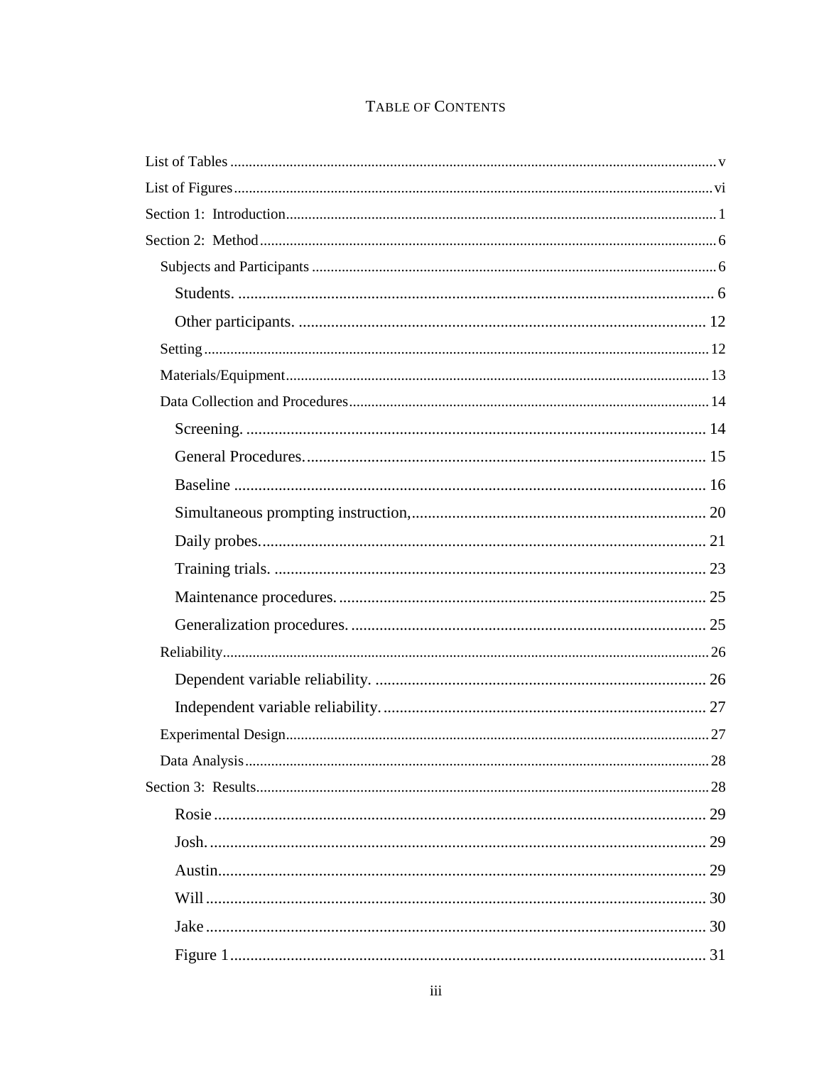# Table of Contents

List of Tables ..... v

List of Figures ..... vi

Section 1: Introduction ..... 1

Section 2: Method ..... 6

- Subjects and Participants ..... 6
  - Students. ..... 6
  - Other participants. ..... 12
- Setting ..... 12
- Materials/Equipment ..... 13
- Data Collection and Procedures ..... 14
  - Screening. ..... 14
  - General Procedures. ..... 15
  - Baseline ..... 16
  - Simultaneous prompting instruction, ..... 20
  - Daily probes. ..... 21
  - Training trials. ..... 23
  - Maintenance procedures. ..... 25
  - Generalization procedures. ..... 25
- Reliability ..... 26
  - Dependent variable reliability. ..... 26
  - Independent variable reliability. ..... 27
- Experimental Design ..... 27
- Data Analysis ..... 28

Section 3: Results ..... 28

- Rosie ..... 29
- Josh. ..... 29
- Austin ..... 29
- Will ..... 30
- Jake ..... 30
- Figure 1 ..... 31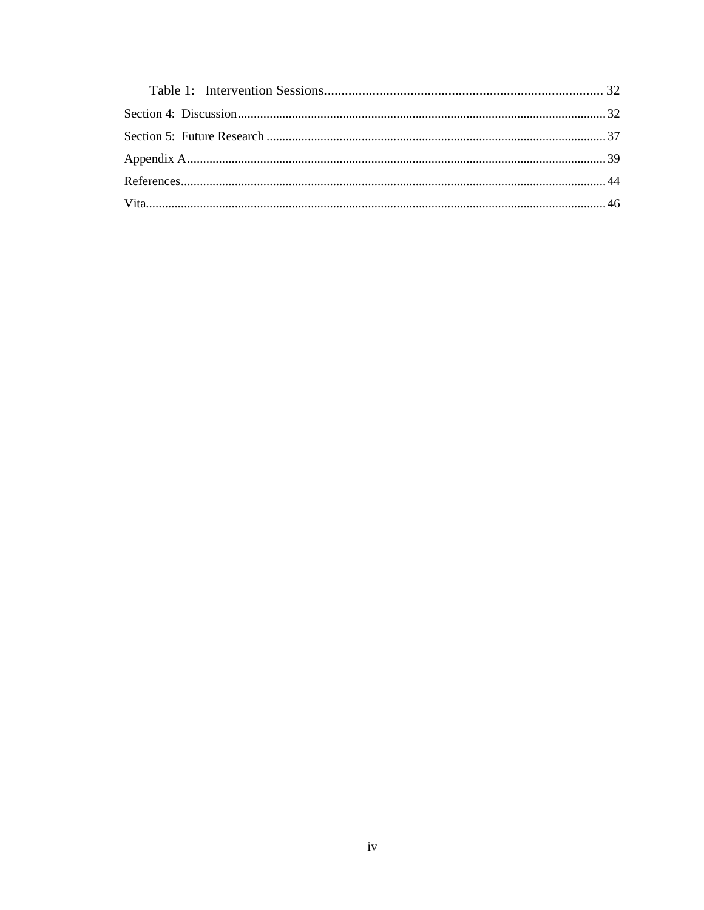Table 1: Intervention Sessions........................................................................ 32

Section 4: Discussion........................................................................................................ 32

Section 5: Future Research ................................................................................................ 37

Appendix A........................................................................................................................ 39

References.......................................................................................................................... 44

Vita..................................................................................................................................... 46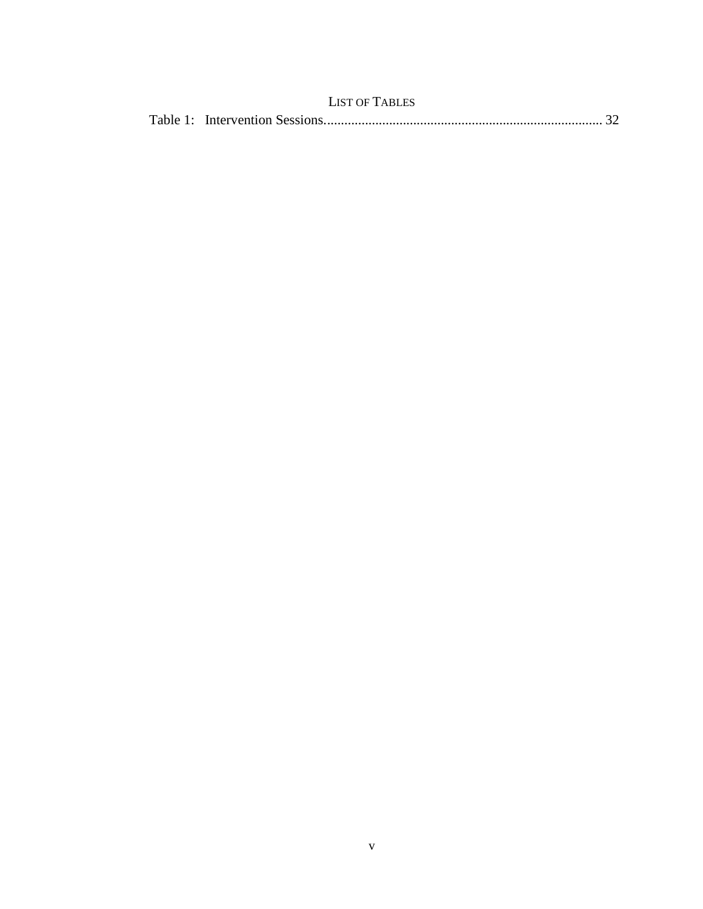# List of Tables

Table 1: Intervention Sessions................................................................................. 32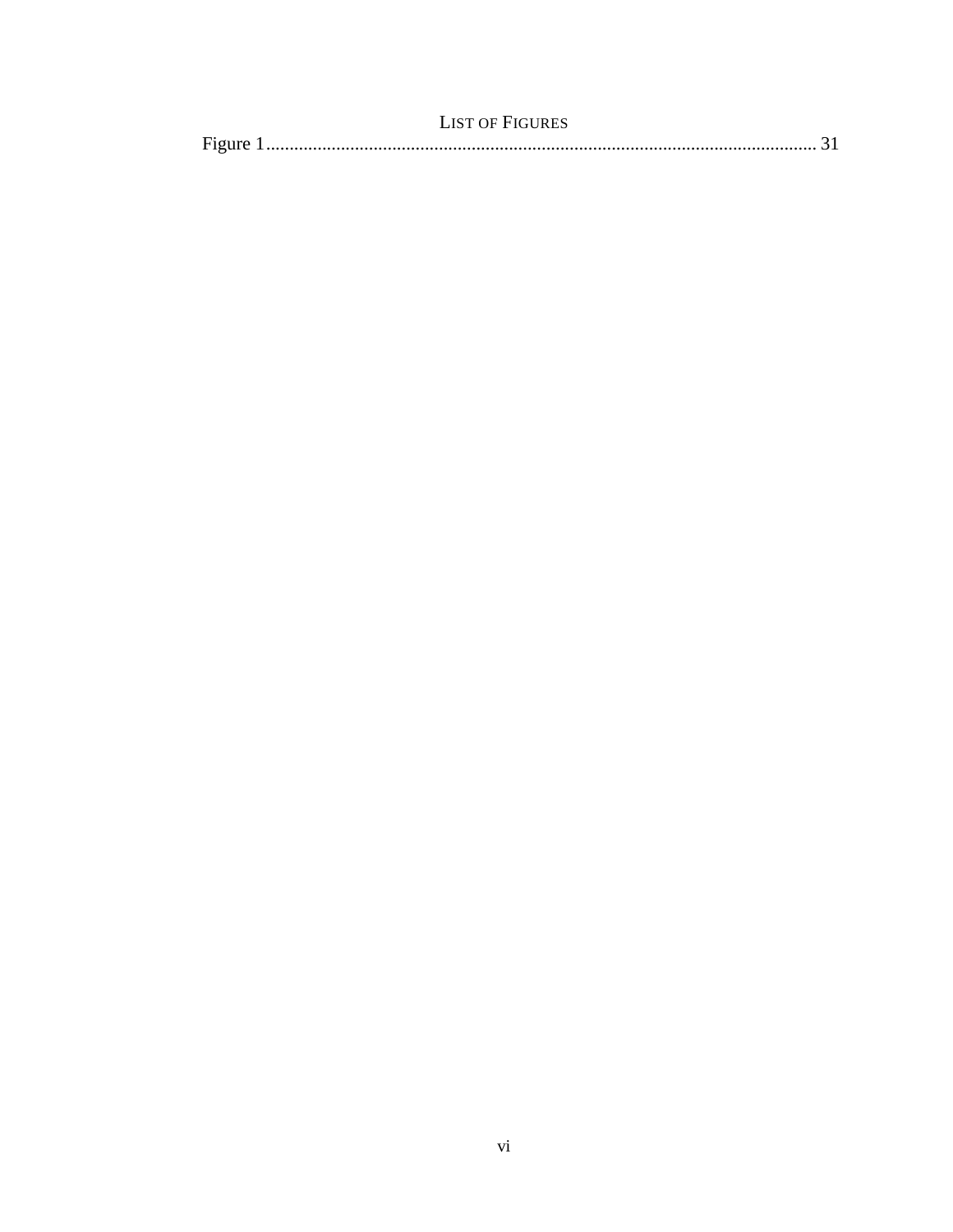## List of Figures

Figure 1 .................................................................................................................... 31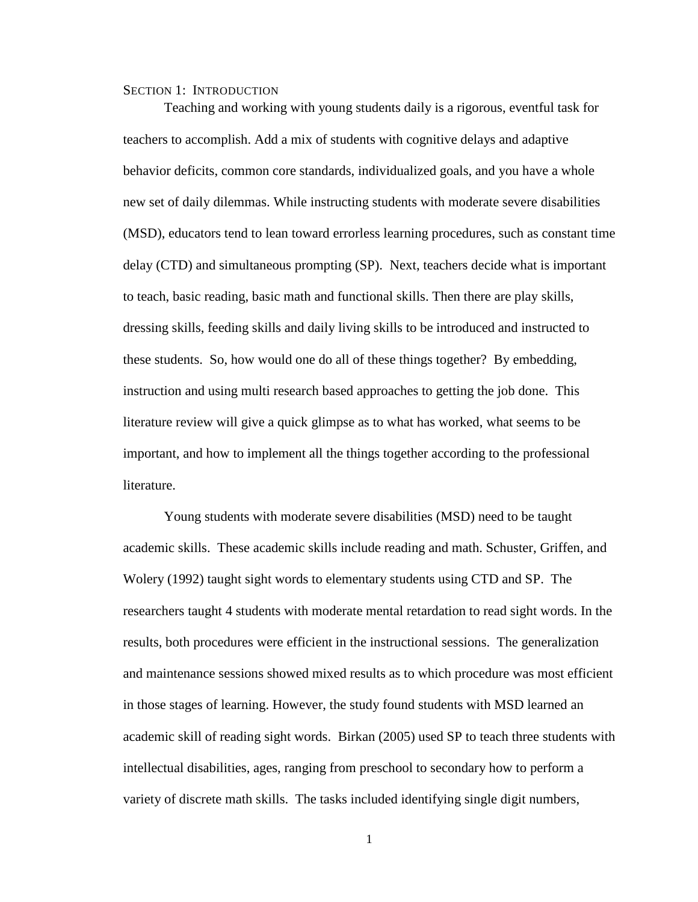# Section 1: Introduction

Teaching and working with young students daily is a rigorous, eventful task for teachers to accomplish. Add a mix of students with cognitive delays and adaptive behavior deficits, common core standards, individualized goals, and you have a whole new set of daily dilemmas. While instructing students with moderate severe disabilities (MSD), educators tend to lean toward errorless learning procedures, such as constant time delay (CTD) and simultaneous prompting (SP). Next, teachers decide what is important to teach, basic reading, basic math and functional skills. Then there are play skills, dressing skills, feeding skills and daily living skills to be introduced and instructed to these students. So, how would one do all of these things together? By embedding, instruction and using multi research based approaches to getting the job done. This literature review will give a quick glimpse as to what has worked, what seems to be important, and how to implement all the things together according to the professional literature.

Young students with moderate severe disabilities (MSD) need to be taught academic skills. These academic skills include reading and math. Schuster, Griffen, and Wolery (1992) taught sight words to elementary students using CTD and SP. The researchers taught 4 students with moderate mental retardation to read sight words. In the results, both procedures were efficient in the instructional sessions. The generalization and maintenance sessions showed mixed results as to which procedure was most efficient in those stages of learning. However, the study found students with MSD learned an academic skill of reading sight words. Birkan (2005) used SP to teach three students with intellectual disabilities, ages, ranging from preschool to secondary how to perform a variety of discrete math skills. The tasks included identifying single digit numbers,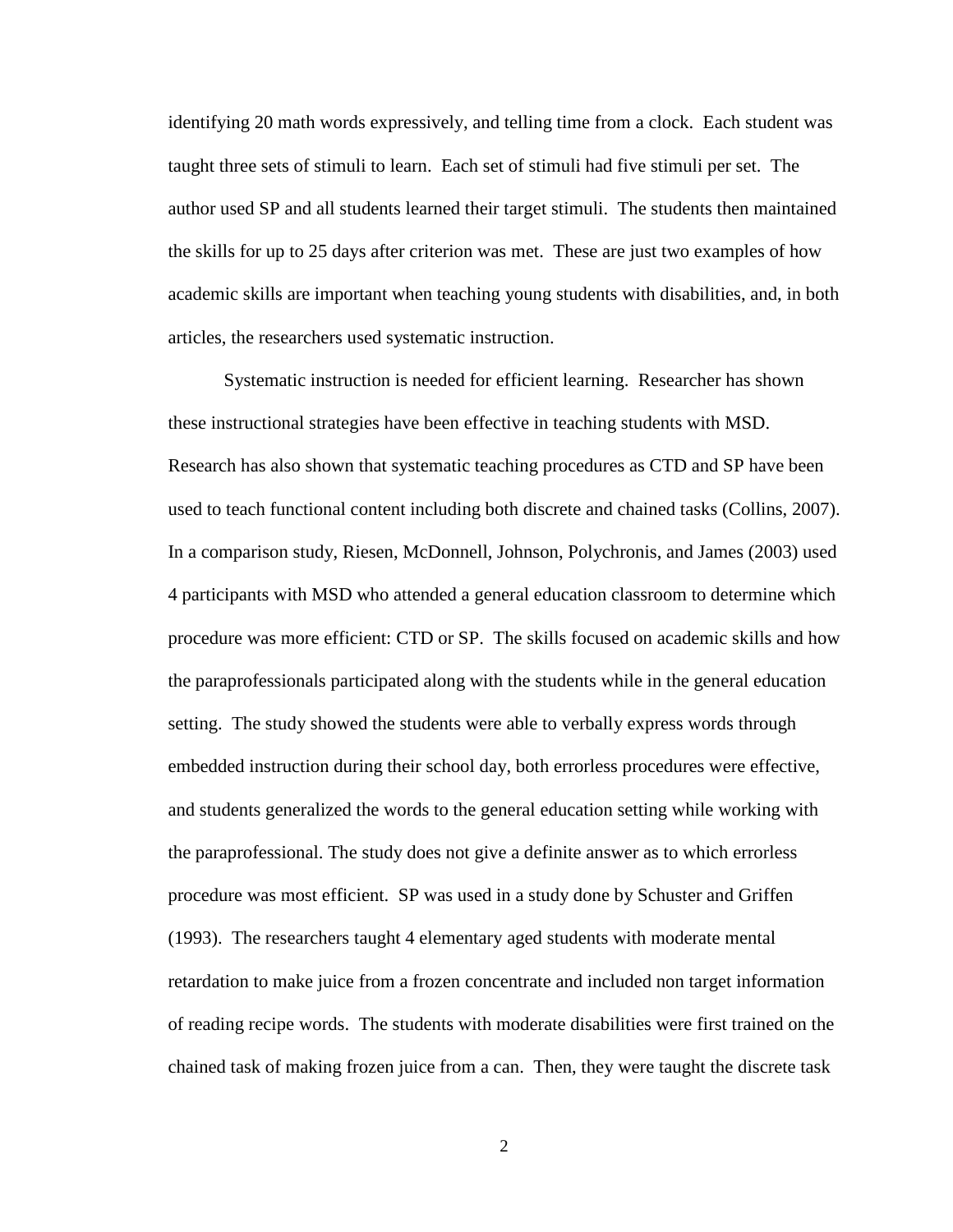identifying 20 math words expressively, and telling time from a clock. Each student was taught three sets of stimuli to learn. Each set of stimuli had five stimuli per set. The author used SP and all students learned their target stimuli. The students then maintained the skills for up to 25 days after criterion was met. These are just two examples of how academic skills are important when teaching young students with disabilities, and, in both articles, the researchers used systematic instruction.

Systematic instruction is needed for efficient learning. Researcher has shown these instructional strategies have been effective in teaching students with MSD. Research has also shown that systematic teaching procedures as CTD and SP have been used to teach functional content including both discrete and chained tasks (Collins, 2007). In a comparison study, Riesen, McDonnell, Johnson, Polychronis, and James (2003) used 4 participants with MSD who attended a general education classroom to determine which procedure was more efficient: CTD or SP. The skills focused on academic skills and how the paraprofessionals participated along with the students while in the general education setting. The study showed the students were able to verbally express words through embedded instruction during their school day, both errorless procedures were effective, and students generalized the words to the general education setting while working with the paraprofessional. The study does not give a definite answer as to which errorless procedure was most efficient. SP was used in a study done by Schuster and Griffen (1993). The researchers taught 4 elementary aged students with moderate mental retardation to make juice from a frozen concentrate and included non target information of reading recipe words. The students with moderate disabilities were first trained on the chained task of making frozen juice from a can. Then, they were taught the discrete task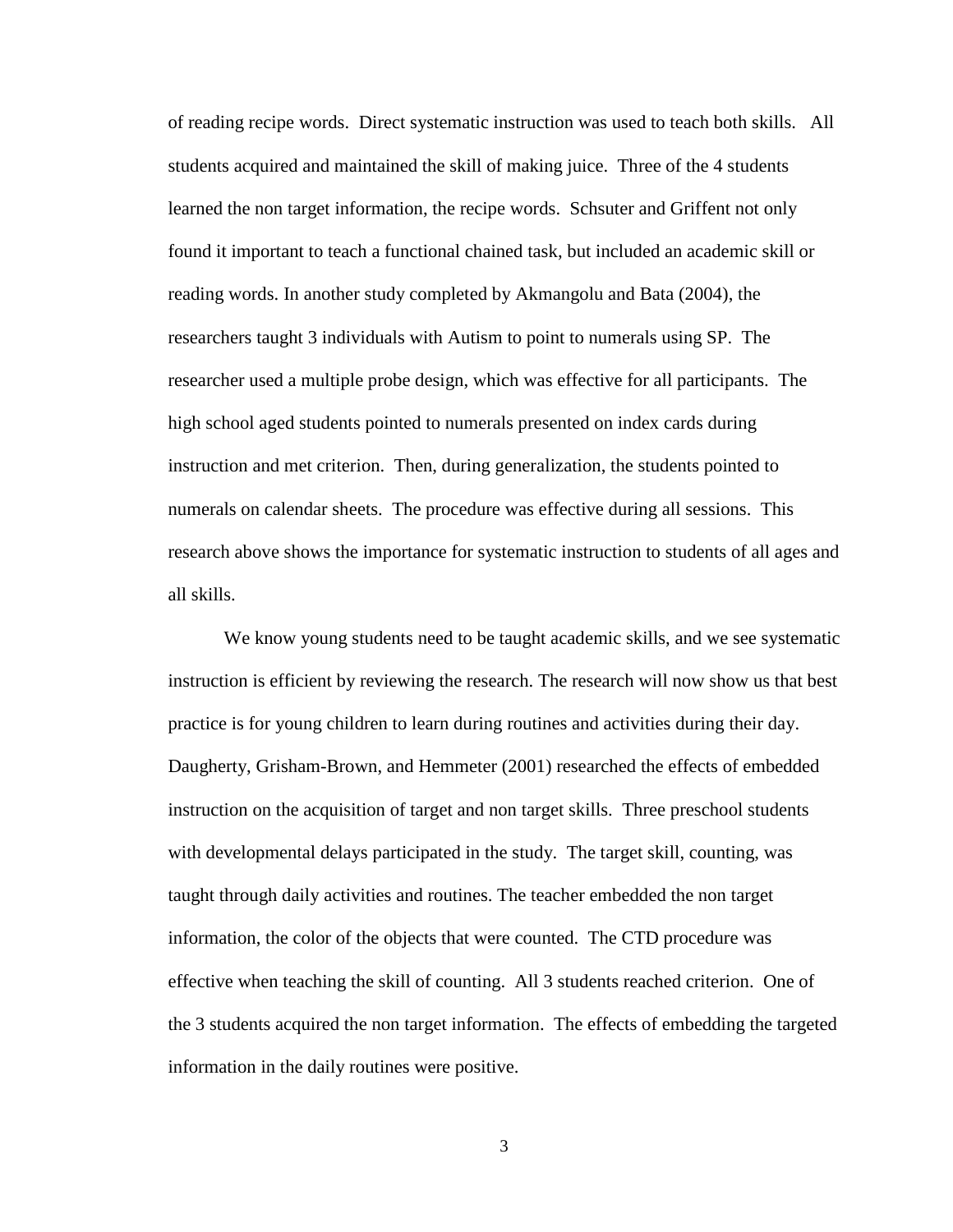of reading recipe words. Direct systematic instruction was used to teach both skills. All students acquired and maintained the skill of making juice. Three of the 4 students learned the non target information, the recipe words. Schsuter and Griffent not only found it important to teach a functional chained task, but included an academic skill or reading words. In another study completed by Akmangolu and Bata (2004), the researchers taught 3 individuals with Autism to point to numerals using SP. The researcher used a multiple probe design, which was effective for all participants. The high school aged students pointed to numerals presented on index cards during instruction and met criterion. Then, during generalization, the students pointed to numerals on calendar sheets. The procedure was effective during all sessions. This research above shows the importance for systematic instruction to students of all ages and all skills.

We know young students need to be taught academic skills, and we see systematic instruction is efficient by reviewing the research. The research will now show us that best practice is for young children to learn during routines and activities during their day. Daugherty, Grisham-Brown, and Hemmeter (2001) researched the effects of embedded instruction on the acquisition of target and non target skills. Three preschool students with developmental delays participated in the study. The target skill, counting, was taught through daily activities and routines. The teacher embedded the non target information, the color of the objects that were counted. The CTD procedure was effective when teaching the skill of counting. All 3 students reached criterion. One of the 3 students acquired the non target information. The effects of embedding the targeted information in the daily routines were positive.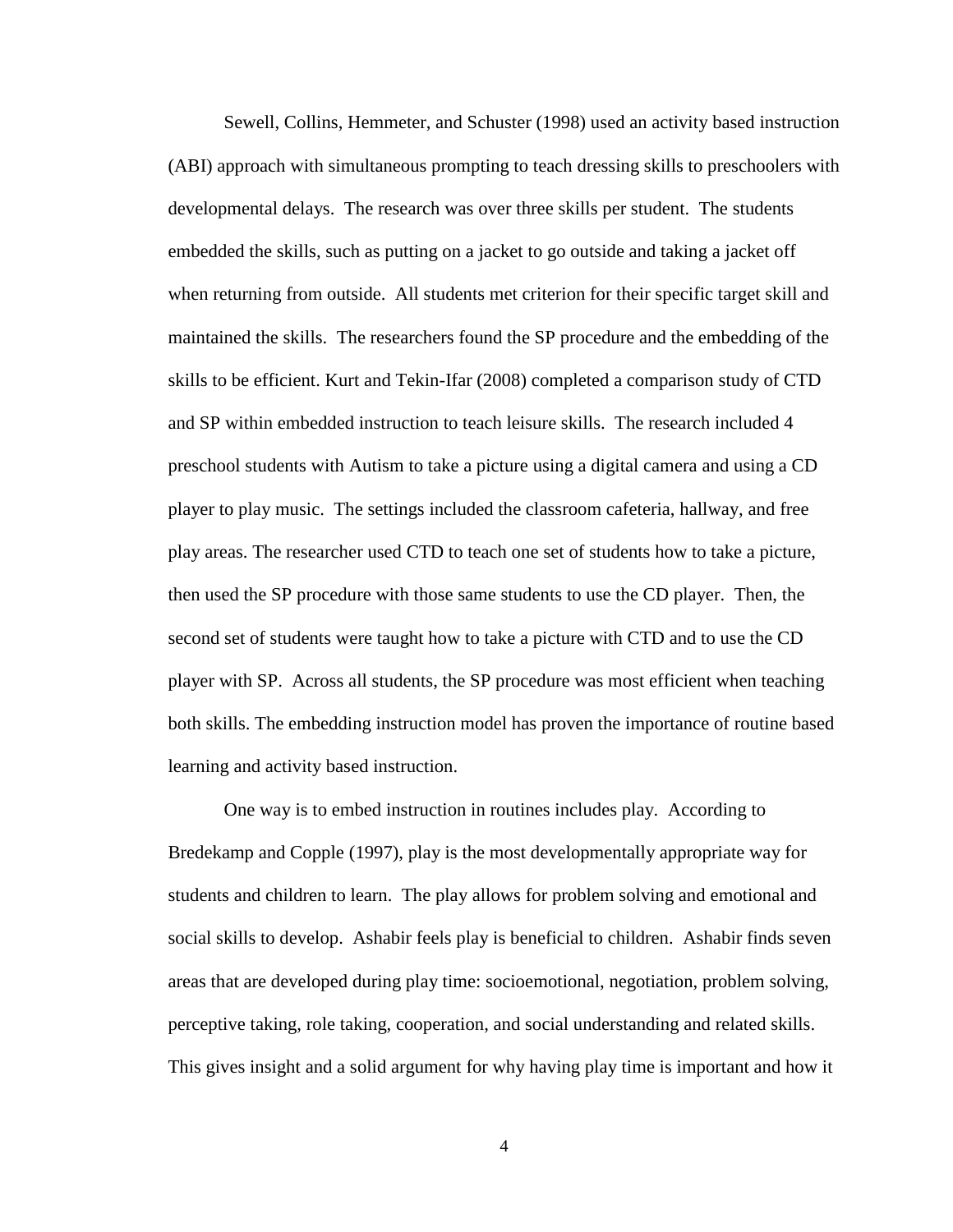Sewell, Collins, Hemmeter, and Schuster (1998) used an activity based instruction (ABI) approach with simultaneous prompting to teach dressing skills to preschoolers with developmental delays. The research was over three skills per student. The students embedded the skills, such as putting on a jacket to go outside and taking a jacket off when returning from outside. All students met criterion for their specific target skill and maintained the skills. The researchers found the SP procedure and the embedding of the skills to be efficient. Kurt and Tekin-Ifar (2008) completed a comparison study of CTD and SP within embedded instruction to teach leisure skills. The research included 4 preschool students with Autism to take a picture using a digital camera and using a CD player to play music. The settings included the classroom cafeteria, hallway, and free play areas. The researcher used CTD to teach one set of students how to take a picture, then used the SP procedure with those same students to use the CD player. Then, the second set of students were taught how to take a picture with CTD and to use the CD player with SP. Across all students, the SP procedure was most efficient when teaching both skills. The embedding instruction model has proven the importance of routine based learning and activity based instruction.

One way is to embed instruction in routines includes play. According to Bredekamp and Copple (1997), play is the most developmentally appropriate way for students and children to learn. The play allows for problem solving and emotional and social skills to develop. Ashabir feels play is beneficial to children. Ashabir finds seven areas that are developed during play time: socioemotional, negotiation, problem solving, perceptive taking, role taking, cooperation, and social understanding and related skills. This gives insight and a solid argument for why having play time is important and how it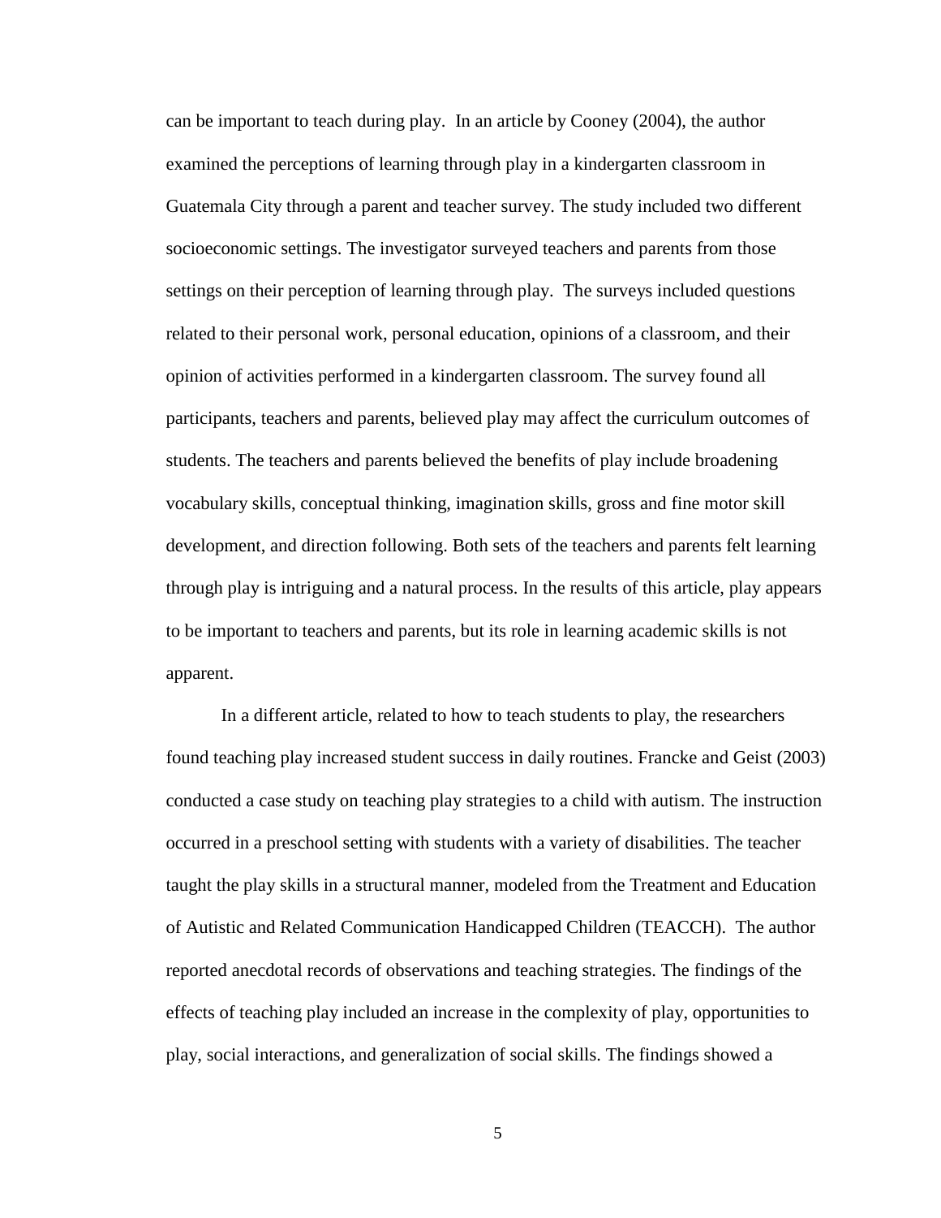can be important to teach during play. In an article by Cooney (2004), the author examined the perceptions of learning through play in a kindergarten classroom in Guatemala City through a parent and teacher survey. The study included two different socioeconomic settings. The investigator surveyed teachers and parents from those settings on their perception of learning through play. The surveys included questions related to their personal work, personal education, opinions of a classroom, and their opinion of activities performed in a kindergarten classroom. The survey found all participants, teachers and parents, believed play may affect the curriculum outcomes of students. The teachers and parents believed the benefits of play include broadening vocabulary skills, conceptual thinking, imagination skills, gross and fine motor skill development, and direction following. Both sets of the teachers and parents felt learning through play is intriguing and a natural process. In the results of this article, play appears to be important to teachers and parents, but its role in learning academic skills is not apparent.

In a different article, related to how to teach students to play, the researchers found teaching play increased student success in daily routines. Francke and Geist (2003) conducted a case study on teaching play strategies to a child with autism. The instruction occurred in a preschool setting with students with a variety of disabilities. The teacher taught the play skills in a structural manner, modeled from the Treatment and Education of Autistic and Related Communication Handicapped Children (TEACCH). The author reported anecdotal records of observations and teaching strategies. The findings of the effects of teaching play included an increase in the complexity of play, opportunities to play, social interactions, and generalization of social skills. The findings showed a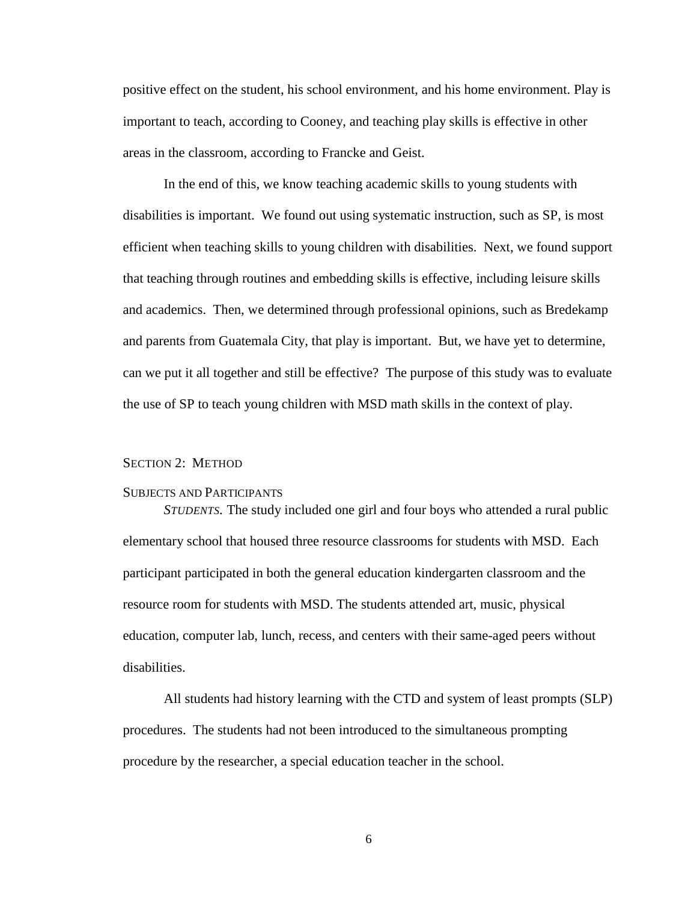positive effect on the student, his school environment, and his home environment. Play is important to teach, according to Cooney, and teaching play skills is effective in other areas in the classroom, according to Francke and Geist.

In the end of this, we know teaching academic skills to young students with disabilities is important. We found out using systematic instruction, such as SP, is most efficient when teaching skills to young children with disabilities. Next, we found support that teaching through routines and embedding skills is effective, including leisure skills and academics. Then, we determined through professional opinions, such as Bredekamp and parents from Guatemala City, that play is important. But, we have yet to determine, can we put it all together and still be effective? The purpose of this study was to evaluate the use of SP to teach young children with MSD math skills in the context of play.

## SECTION 2: METHOD

### SUBJECTS AND PARTICIPANTS

*STUDENTS.* The study included one girl and four boys who attended a rural public elementary school that housed three resource classrooms for students with MSD. Each participant participated in both the general education kindergarten classroom and the resource room for students with MSD. The students attended art, music, physical education, computer lab, lunch, recess, and centers with their same-aged peers without disabilities.

All students had history learning with the CTD and system of least prompts (SLP) procedures. The students had not been introduced to the simultaneous prompting procedure by the researcher, a special education teacher in the school.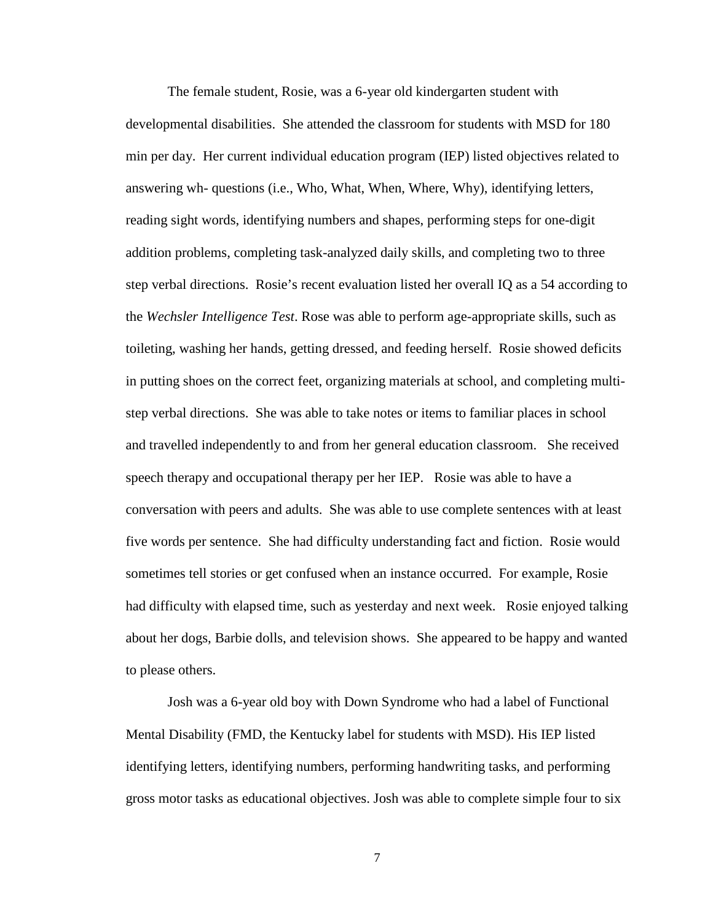The female student, Rosie, was a 6-year old kindergarten student with developmental disabilities. She attended the classroom for students with MSD for 180 min per day. Her current individual education program (IEP) listed objectives related to answering wh- questions (i.e., Who, What, When, Where, Why), identifying letters, reading sight words, identifying numbers and shapes, performing steps for one-digit addition problems, completing task-analyzed daily skills, and completing two to three step verbal directions. Rosie's recent evaluation listed her overall IQ as a 54 according to the *Wechsler Intelligence Test*. Rose was able to perform age-appropriate skills, such as toileting, washing her hands, getting dressed, and feeding herself. Rosie showed deficits in putting shoes on the correct feet, organizing materials at school, and completing multi-step verbal directions. She was able to take notes or items to familiar places in school and travelled independently to and from her general education classroom. She received speech therapy and occupational therapy per her IEP. Rosie was able to have a conversation with peers and adults. She was able to use complete sentences with at least five words per sentence. She had difficulty understanding fact and fiction. Rosie would sometimes tell stories or get confused when an instance occurred. For example, Rosie had difficulty with elapsed time, such as yesterday and next week. Rosie enjoyed talking about her dogs, Barbie dolls, and television shows. She appeared to be happy and wanted to please others.

Josh was a 6-year old boy with Down Syndrome who had a label of Functional Mental Disability (FMD, the Kentucky label for students with MSD). His IEP listed identifying letters, identifying numbers, performing handwriting tasks, and performing gross motor tasks as educational objectives. Josh was able to complete simple four to six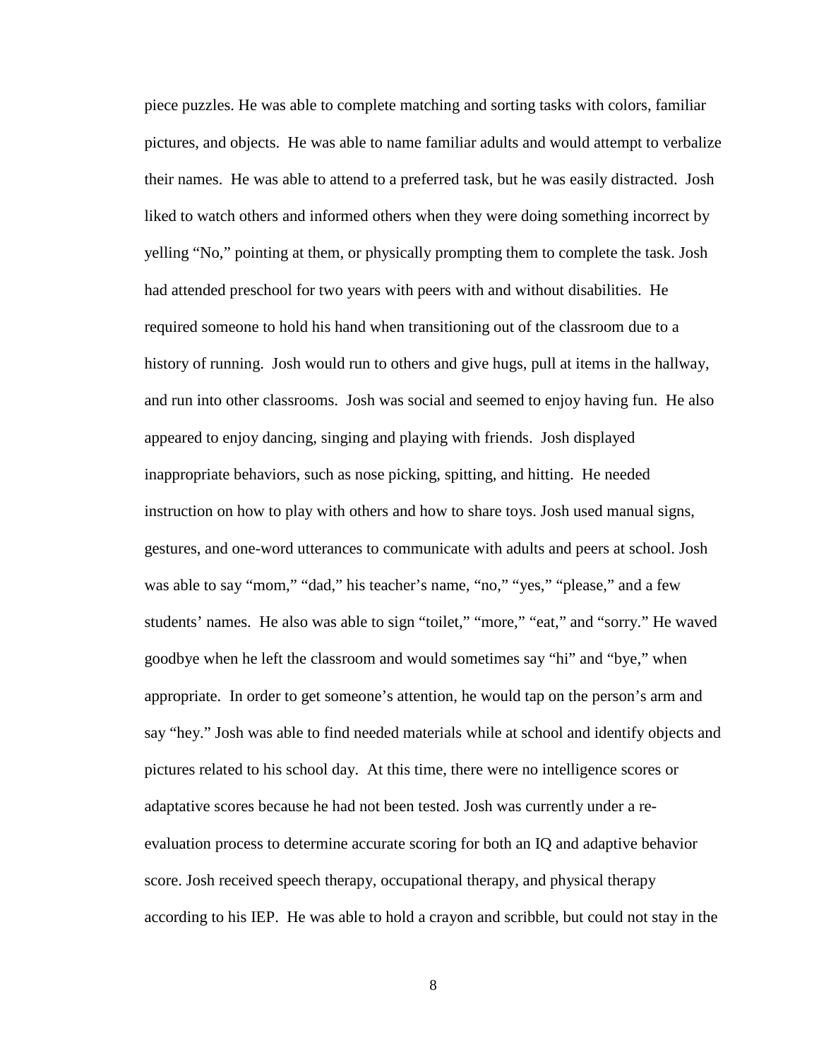piece puzzles. He was able to complete matching and sorting tasks with colors, familiar pictures, and objects. He was able to name familiar adults and would attempt to verbalize their names. He was able to attend to a preferred task, but he was easily distracted. Josh liked to watch others and informed others when they were doing something incorrect by yelling “No,” pointing at them, or physically prompting them to complete the task. Josh had attended preschool for two years with peers with and without disabilities. He required someone to hold his hand when transitioning out of the classroom due to a history of running. Josh would run to others and give hugs, pull at items in the hallway, and run into other classrooms. Josh was social and seemed to enjoy having fun. He also appeared to enjoy dancing, singing and playing with friends. Josh displayed inappropriate behaviors, such as nose picking, spitting, and hitting. He needed instruction on how to play with others and how to share toys. Josh used manual signs, gestures, and one-word utterances to communicate with adults and peers at school. Josh was able to say “mom,” “dad,” his teacher’s name, “no,” “yes,” “please,” and a few students’ names. He also was able to sign “toilet,” “more,” “eat,” and “sorry.” He waved goodbye when he left the classroom and would sometimes say “hi” and “bye,” when appropriate. In order to get someone’s attention, he would tap on the person’s arm and say “hey.” Josh was able to find needed materials while at school and identify objects and pictures related to his school day. At this time, there were no intelligence scores or adaptative scores because he had not been tested. Josh was currently under a re-evaluation process to determine accurate scoring for both an IQ and adaptive behavior score. Josh received speech therapy, occupational therapy, and physical therapy according to his IEP. He was able to hold a crayon and scribble, but could not stay in the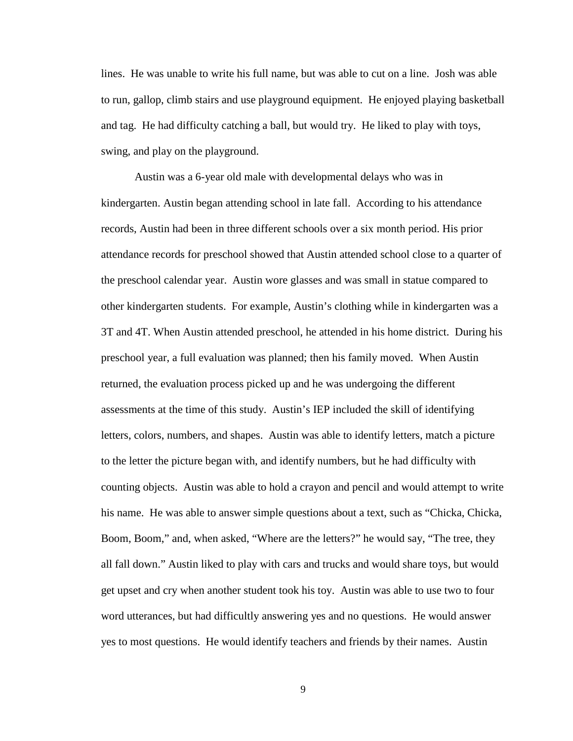lines. He was unable to write his full name, but was able to cut on a line. Josh was able to run, gallop, climb stairs and use playground equipment. He enjoyed playing basketball and tag. He had difficulty catching a ball, but would try. He liked to play with toys, swing, and play on the playground.

Austin was a 6-year old male with developmental delays who was in kindergarten. Austin began attending school in late fall. According to his attendance records, Austin had been in three different schools over a six month period. His prior attendance records for preschool showed that Austin attended school close to a quarter of the preschool calendar year. Austin wore glasses and was small in statue compared to other kindergarten students. For example, Austin's clothing while in kindergarten was a 3T and 4T. When Austin attended preschool, he attended in his home district. During his preschool year, a full evaluation was planned; then his family moved. When Austin returned, the evaluation process picked up and he was undergoing the different assessments at the time of this study. Austin's IEP included the skill of identifying letters, colors, numbers, and shapes. Austin was able to identify letters, match a picture to the letter the picture began with, and identify numbers, but he had difficulty with counting objects. Austin was able to hold a crayon and pencil and would attempt to write his name. He was able to answer simple questions about a text, such as "Chicka, Chicka, Boom, Boom," and, when asked, "Where are the letters?" he would say, "The tree, they all fall down." Austin liked to play with cars and trucks and would share toys, but would get upset and cry when another student took his toy. Austin was able to use two to four word utterances, but had difficultly answering yes and no questions. He would answer yes to most questions. He would identify teachers and friends by their names. Austin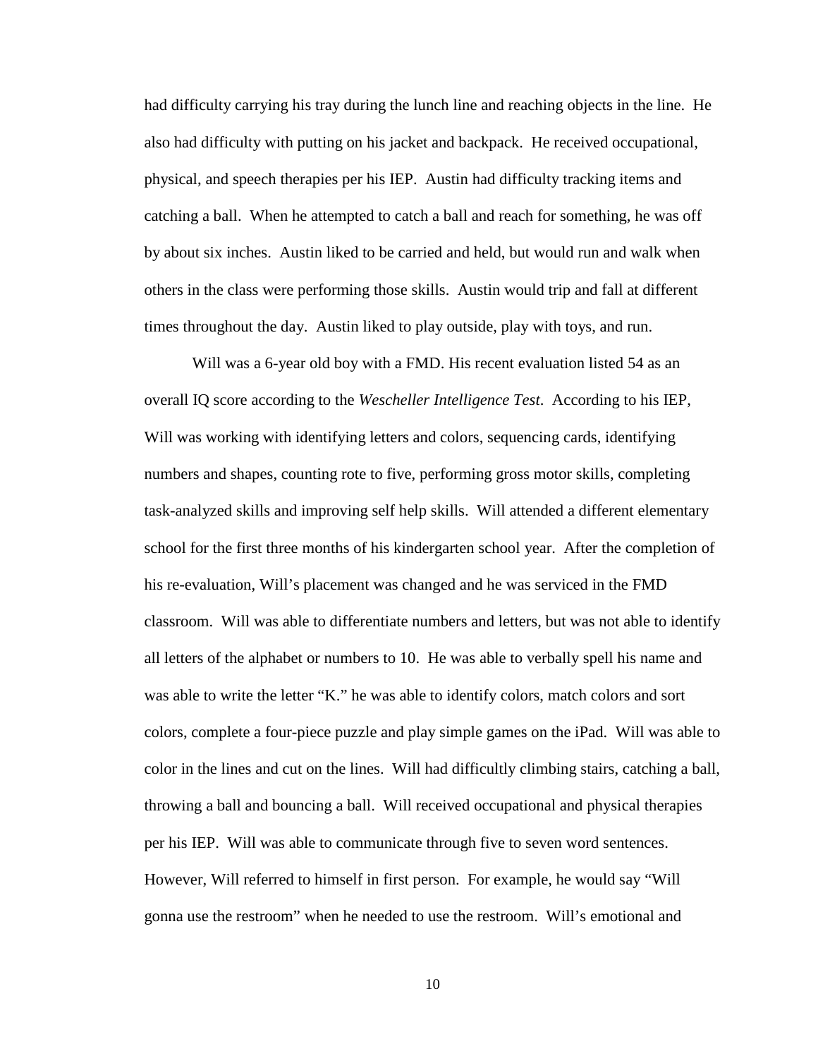had difficulty carrying his tray during the lunch line and reaching objects in the line. He also had difficulty with putting on his jacket and backpack. He received occupational, physical, and speech therapies per his IEP. Austin had difficulty tracking items and catching a ball. When he attempted to catch a ball and reach for something, he was off by about six inches. Austin liked to be carried and held, but would run and walk when others in the class were performing those skills. Austin would trip and fall at different times throughout the day. Austin liked to play outside, play with toys, and run.

Will was a 6-year old boy with a FMD. His recent evaluation listed 54 as an overall IQ score according to the *Wescheller Intelligence Test*. According to his IEP, Will was working with identifying letters and colors, sequencing cards, identifying numbers and shapes, counting rote to five, performing gross motor skills, completing task-analyzed skills and improving self help skills. Will attended a different elementary school for the first three months of his kindergarten school year. After the completion of his re-evaluation, Will's placement was changed and he was serviced in the FMD classroom. Will was able to differentiate numbers and letters, but was not able to identify all letters of the alphabet or numbers to 10. He was able to verbally spell his name and was able to write the letter "K." he was able to identify colors, match colors and sort colors, complete a four-piece puzzle and play simple games on the iPad. Will was able to color in the lines and cut on the lines. Will had difficultly climbing stairs, catching a ball, throwing a ball and bouncing a ball. Will received occupational and physical therapies per his IEP. Will was able to communicate through five to seven word sentences. However, Will referred to himself in first person. For example, he would say "Will gonna use the restroom" when he needed to use the restroom. Will's emotional and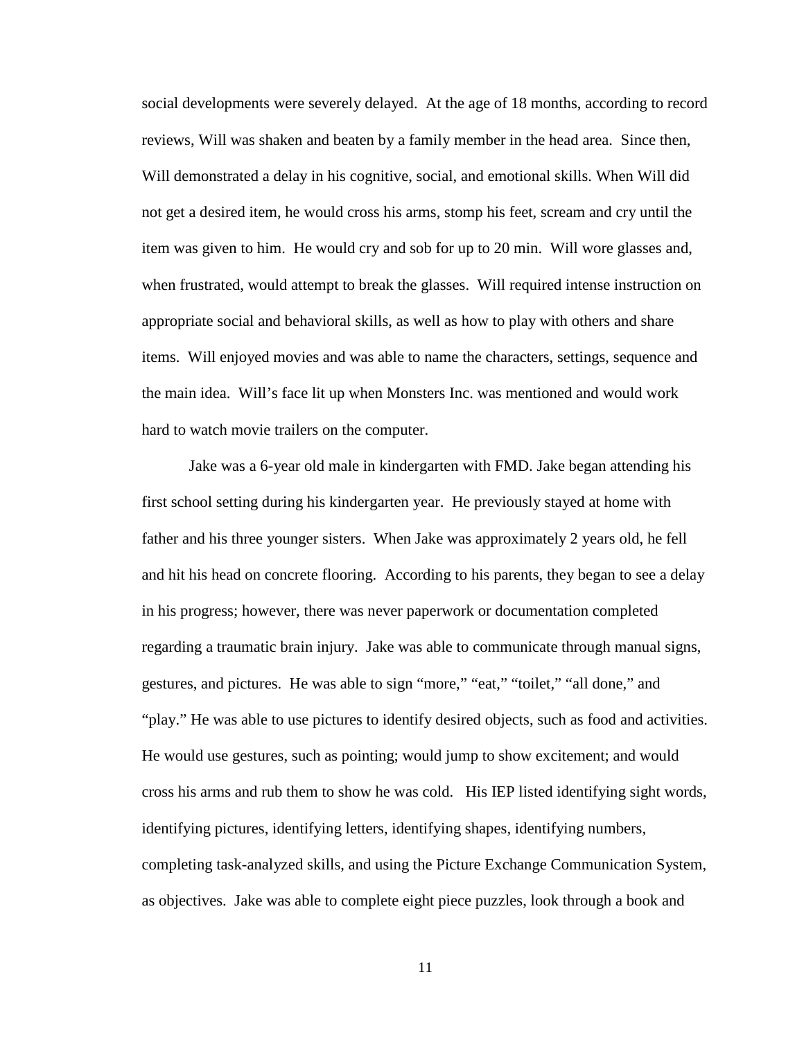social developments were severely delayed. At the age of 18 months, according to record reviews, Will was shaken and beaten by a family member in the head area. Since then, Will demonstrated a delay in his cognitive, social, and emotional skills. When Will did not get a desired item, he would cross his arms, stomp his feet, scream and cry until the item was given to him. He would cry and sob for up to 20 min. Will wore glasses and, when frustrated, would attempt to break the glasses. Will required intense instruction on appropriate social and behavioral skills, as well as how to play with others and share items. Will enjoyed movies and was able to name the characters, settings, sequence and the main idea. Will's face lit up when Monsters Inc. was mentioned and would work hard to watch movie trailers on the computer.

Jake was a 6-year old male in kindergarten with FMD. Jake began attending his first school setting during his kindergarten year. He previously stayed at home with father and his three younger sisters. When Jake was approximately 2 years old, he fell and hit his head on concrete flooring. According to his parents, they began to see a delay in his progress; however, there was never paperwork or documentation completed regarding a traumatic brain injury. Jake was able to communicate through manual signs, gestures, and pictures. He was able to sign "more," "eat," "toilet," "all done," and "play." He was able to use pictures to identify desired objects, such as food and activities. He would use gestures, such as pointing; would jump to show excitement; and would cross his arms and rub them to show he was cold. His IEP listed identifying sight words, identifying pictures, identifying letters, identifying shapes, identifying numbers, completing task-analyzed skills, and using the Picture Exchange Communication System, as objectives. Jake was able to complete eight piece puzzles, look through a book and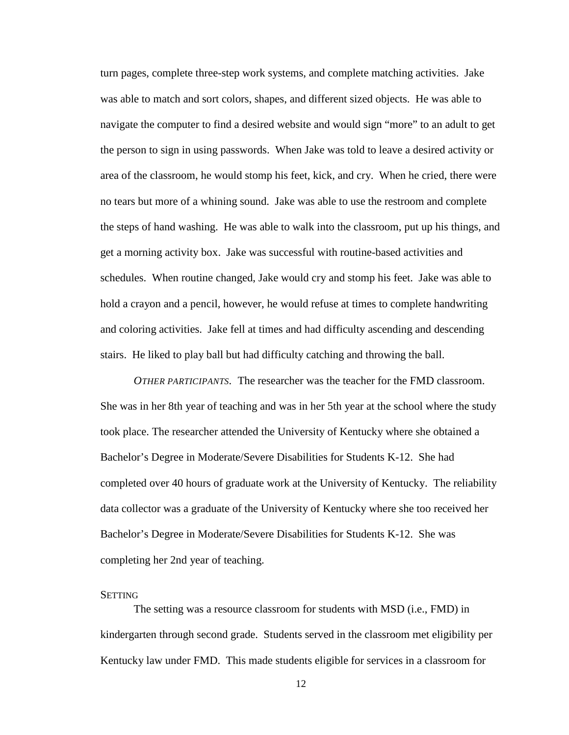turn pages, complete three-step work systems, and complete matching activities. Jake was able to match and sort colors, shapes, and different sized objects. He was able to navigate the computer to find a desired website and would sign "more" to an adult to get the person to sign in using passwords. When Jake was told to leave a desired activity or area of the classroom, he would stomp his feet, kick, and cry. When he cried, there were no tears but more of a whining sound. Jake was able to use the restroom and complete the steps of hand washing. He was able to walk into the classroom, put up his things, and get a morning activity box. Jake was successful with routine-based activities and schedules. When routine changed, Jake would cry and stomp his feet. Jake was able to hold a crayon and a pencil, however, he would refuse at times to complete handwriting and coloring activities. Jake fell at times and had difficulty ascending and descending stairs. He liked to play ball but had difficulty catching and throwing the ball.

*Other participants.* The researcher was the teacher for the FMD classroom. She was in her 8th year of teaching and was in her 5th year at the school where the study took place. The researcher attended the University of Kentucky where she obtained a Bachelor's Degree in Moderate/Severe Disabilities for Students K-12. She had completed over 40 hours of graduate work at the University of Kentucky. The reliability data collector was a graduate of the University of Kentucky where she too received her Bachelor's Degree in Moderate/Severe Disabilities for Students K-12. She was completing her 2nd year of teaching.

### Setting

The setting was a resource classroom for students with MSD (i.e., FMD) in kindergarten through second grade. Students served in the classroom met eligibility per Kentucky law under FMD. This made students eligible for services in a classroom for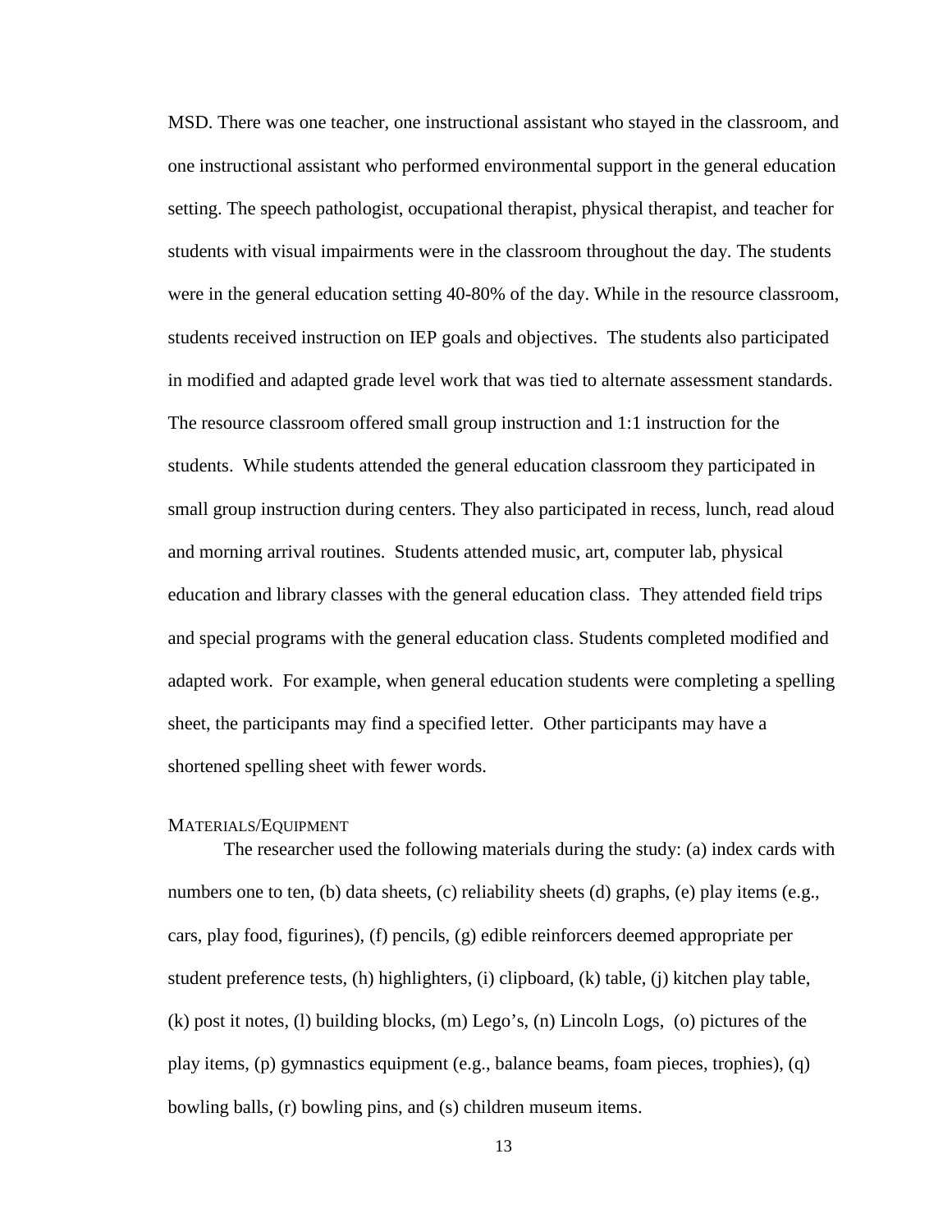MSD. There was one teacher, one instructional assistant who stayed in the classroom, and one instructional assistant who performed environmental support in the general education setting. The speech pathologist, occupational therapist, physical therapist, and teacher for students with visual impairments were in the classroom throughout the day. The students were in the general education setting 40-80% of the day. While in the resource classroom, students received instruction on IEP goals and objectives. The students also participated in modified and adapted grade level work that was tied to alternate assessment standards. The resource classroom offered small group instruction and 1:1 instruction for the students. While students attended the general education classroom they participated in small group instruction during centers. They also participated in recess, lunch, read aloud and morning arrival routines. Students attended music, art, computer lab, physical education and library classes with the general education class. They attended field trips and special programs with the general education class. Students completed modified and adapted work. For example, when general education students were completing a spelling sheet, the participants may find a specified letter. Other participants may have a shortened spelling sheet with fewer words.

### MATERIALS/EQUIPMENT

The researcher used the following materials during the study: (a) index cards with numbers one to ten, (b) data sheets, (c) reliability sheets (d) graphs, (e) play items (e.g., cars, play food, figurines), (f) pencils, (g) edible reinforcers deemed appropriate per student preference tests, (h) highlighters, (i) clipboard, (k) table, (j) kitchen play table, (k) post it notes, (l) building blocks, (m) Lego's, (n) Lincoln Logs, (o) pictures of the play items, (p) gymnastics equipment (e.g., balance beams, foam pieces, trophies), (q) bowling balls, (r) bowling pins, and (s) children museum items.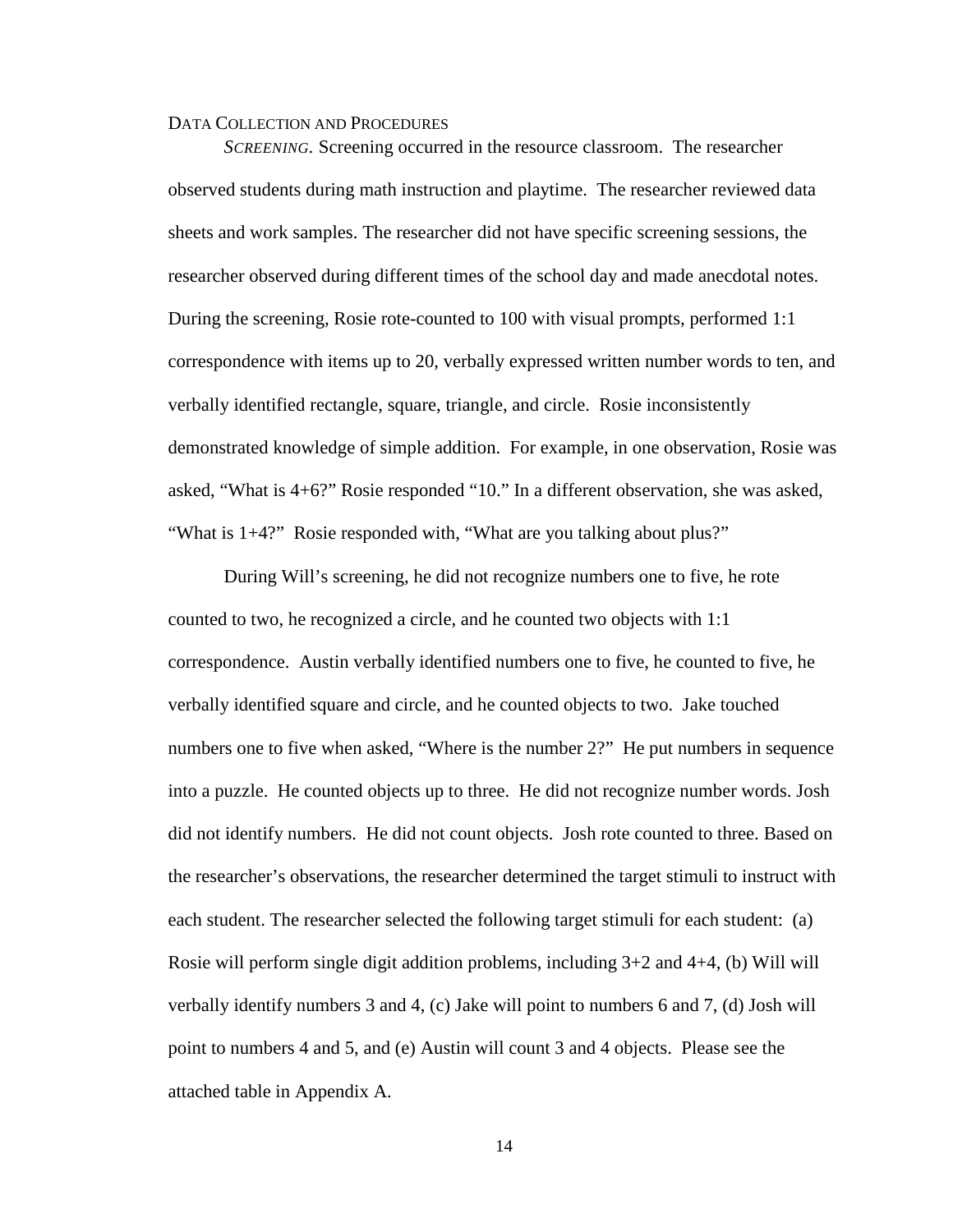## Data Collection and Procedures

*Screening.* Screening occurred in the resource classroom. The researcher observed students during math instruction and playtime. The researcher reviewed data sheets and work samples. The researcher did not have specific screening sessions, the researcher observed during different times of the school day and made anecdotal notes. During the screening, Rosie rote-counted to 100 with visual prompts, performed 1:1 correspondence with items up to 20, verbally expressed written number words to ten, and verbally identified rectangle, square, triangle, and circle. Rosie inconsistently demonstrated knowledge of simple addition. For example, in one observation, Rosie was asked, "What is 4+6?" Rosie responded "10." In a different observation, she was asked, "What is 1+4?" Rosie responded with, "What are you talking about plus?"

During Will's screening, he did not recognize numbers one to five, he rote counted to two, he recognized a circle, and he counted two objects with 1:1 correspondence. Austin verbally identified numbers one to five, he counted to five, he verbally identified square and circle, and he counted objects to two. Jake touched numbers one to five when asked, "Where is the number 2?" He put numbers in sequence into a puzzle. He counted objects up to three. He did not recognize number words. Josh did not identify numbers. He did not count objects. Josh rote counted to three. Based on the researcher's observations, the researcher determined the target stimuli to instruct with each student. The researcher selected the following target stimuli for each student: (a) Rosie will perform single digit addition problems, including 3+2 and 4+4, (b) Will will verbally identify numbers 3 and 4, (c) Jake will point to numbers 6 and 7, (d) Josh will point to numbers 4 and 5, and (e) Austin will count 3 and 4 objects. Please see the attached table in Appendix A.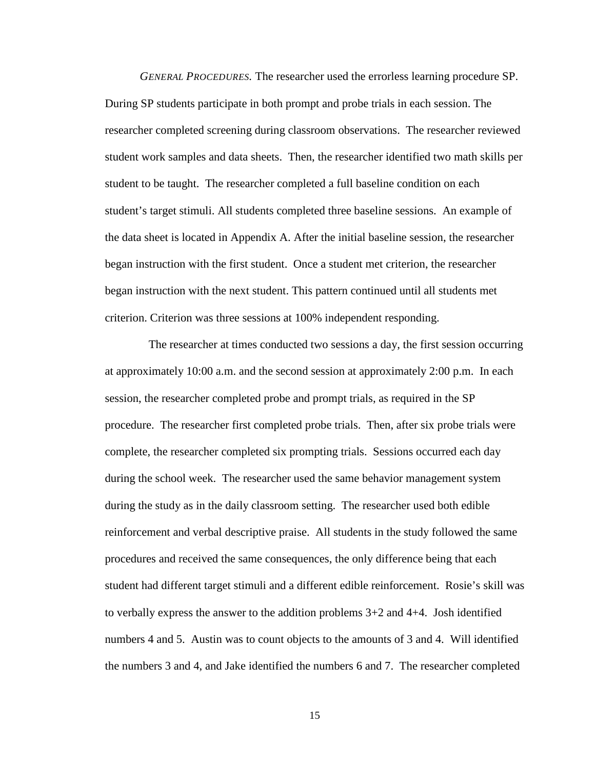*GENERAL PROCEDURES.* The researcher used the errorless learning procedure SP. During SP students participate in both prompt and probe trials in each session. The researcher completed screening during classroom observations. The researcher reviewed student work samples and data sheets. Then, the researcher identified two math skills per student to be taught. The researcher completed a full baseline condition on each student's target stimuli. All students completed three baseline sessions. An example of the data sheet is located in Appendix A. After the initial baseline session, the researcher began instruction with the first student. Once a student met criterion, the researcher began instruction with the next student. This pattern continued until all students met criterion. Criterion was three sessions at 100% independent responding.

The researcher at times conducted two sessions a day, the first session occurring at approximately 10:00 a.m. and the second session at approximately 2:00 p.m. In each session, the researcher completed probe and prompt trials, as required in the SP procedure. The researcher first completed probe trials. Then, after six probe trials were complete, the researcher completed six prompting trials. Sessions occurred each day during the school week. The researcher used the same behavior management system during the study as in the daily classroom setting. The researcher used both edible reinforcement and verbal descriptive praise. All students in the study followed the same procedures and received the same consequences, the only difference being that each student had different target stimuli and a different edible reinforcement. Rosie's skill was to verbally express the answer to the addition problems 3+2 and 4+4. Josh identified numbers 4 and 5. Austin was to count objects to the amounts of 3 and 4. Will identified the numbers 3 and 4, and Jake identified the numbers 6 and 7. The researcher completed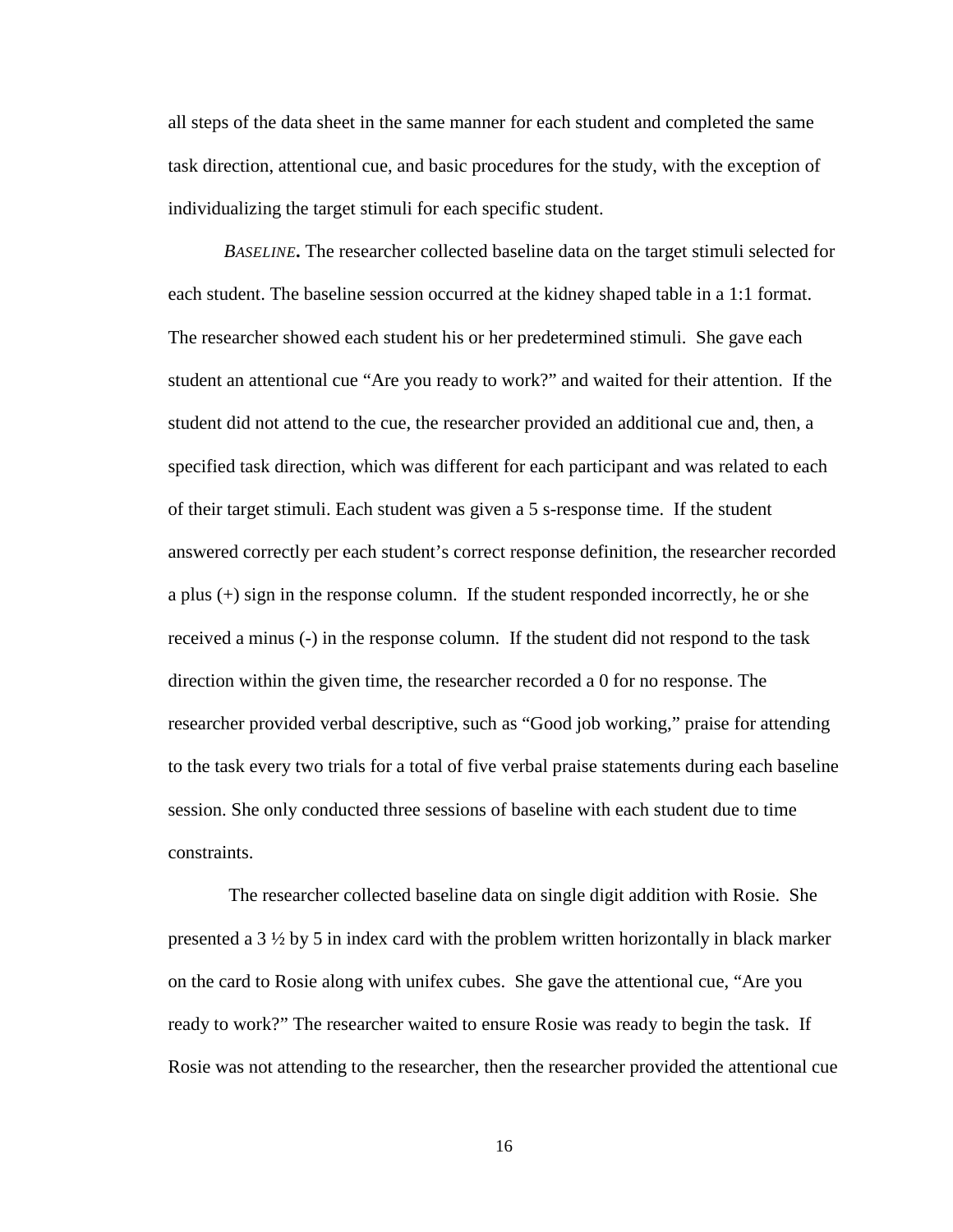all steps of the data sheet in the same manner for each student and completed the same task direction, attentional cue, and basic procedures for the study, with the exception of individualizing the target stimuli for each specific student.

*Baseline***.** The researcher collected baseline data on the target stimuli selected for each student. The baseline session occurred at the kidney shaped table in a 1:1 format. The researcher showed each student his or her predetermined stimuli. She gave each student an attentional cue "Are you ready to work?" and waited for their attention. If the student did not attend to the cue, the researcher provided an additional cue and, then, a specified task direction, which was different for each participant and was related to each of their target stimuli. Each student was given a 5 s-response time. If the student answered correctly per each student's correct response definition, the researcher recorded a plus (+) sign in the response column. If the student responded incorrectly, he or she received a minus (-) in the response column. If the student did not respond to the task direction within the given time, the researcher recorded a 0 for no response. The researcher provided verbal descriptive, such as "Good job working," praise for attending to the task every two trials for a total of five verbal praise statements during each baseline session. She only conducted three sessions of baseline with each student due to time constraints.

The researcher collected baseline data on single digit addition with Rosie. She presented a 3 ½ by 5 in index card with the problem written horizontally in black marker on the card to Rosie along with unifex cubes. She gave the attentional cue, "Are you ready to work?" The researcher waited to ensure Rosie was ready to begin the task. If Rosie was not attending to the researcher, then the researcher provided the attentional cue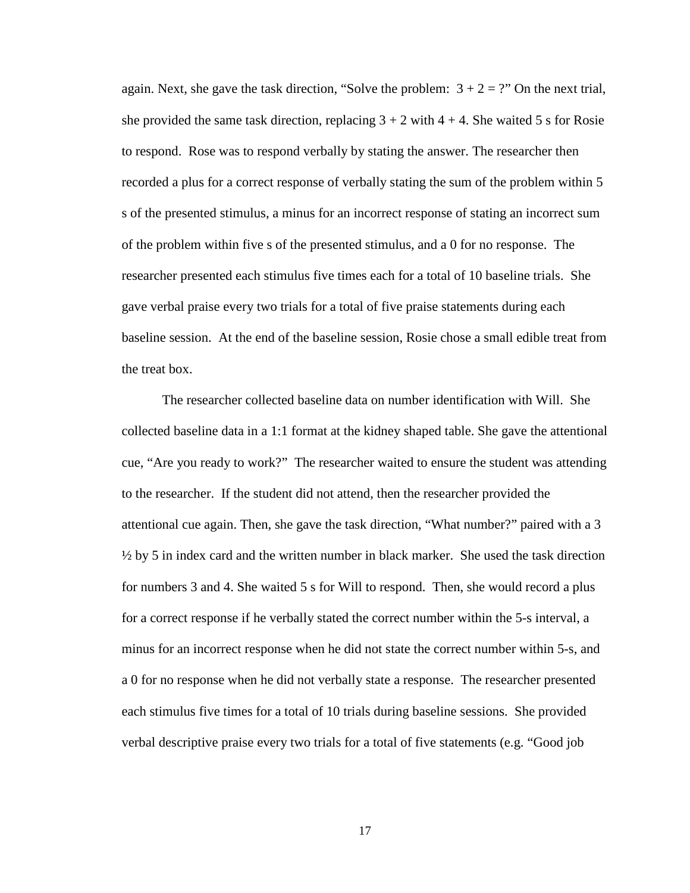again. Next, she gave the task direction, "Solve the problem: 3 + 2 = ?" On the next trial, she provided the same task direction, replacing 3 + 2 with 4 + 4. She waited 5 s for Rosie to respond. Rose was to respond verbally by stating the answer. The researcher then recorded a plus for a correct response of verbally stating the sum of the problem within 5 s of the presented stimulus, a minus for an incorrect response of stating an incorrect sum of the problem within five s of the presented stimulus, and a 0 for no response. The researcher presented each stimulus five times each for a total of 10 baseline trials. She gave verbal praise every two trials for a total of five praise statements during each baseline session. At the end of the baseline session, Rosie chose a small edible treat from the treat box.

The researcher collected baseline data on number identification with Will. She collected baseline data in a 1:1 format at the kidney shaped table. She gave the attentional cue, "Are you ready to work?" The researcher waited to ensure the student was attending to the researcher. If the student did not attend, then the researcher provided the attentional cue again. Then, she gave the task direction, "What number?" paired with a 3 ½ by 5 in index card and the written number in black marker. She used the task direction for numbers 3 and 4. She waited 5 s for Will to respond. Then, she would record a plus for a correct response if he verbally stated the correct number within the 5-s interval, a minus for an incorrect response when he did not state the correct number within 5-s, and a 0 for no response when he did not verbally state a response. The researcher presented each stimulus five times for a total of 10 trials during baseline sessions. She provided verbal descriptive praise every two trials for a total of five statements (e.g. "Good job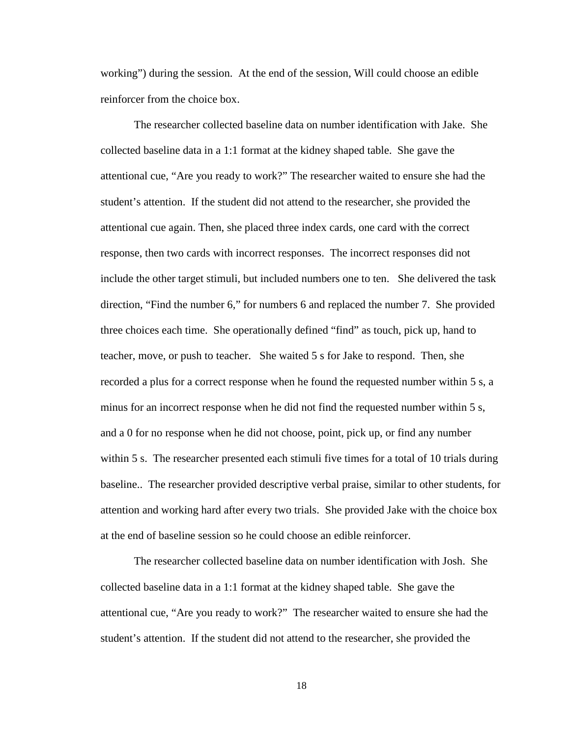working") during the session. At the end of the session, Will could choose an edible reinforcer from the choice box.

The researcher collected baseline data on number identification with Jake. She collected baseline data in a 1:1 format at the kidney shaped table. She gave the attentional cue, "Are you ready to work?" The researcher waited to ensure she had the student's attention. If the student did not attend to the researcher, she provided the attentional cue again. Then, she placed three index cards, one card with the correct response, then two cards with incorrect responses. The incorrect responses did not include the other target stimuli, but included numbers one to ten. She delivered the task direction, "Find the number 6," for numbers 6 and replaced the number 7. She provided three choices each time. She operationally defined "find" as touch, pick up, hand to teacher, move, or push to teacher. She waited 5 s for Jake to respond. Then, she recorded a plus for a correct response when he found the requested number within 5 s, a minus for an incorrect response when he did not find the requested number within 5 s, and a 0 for no response when he did not choose, point, pick up, or find any number within 5 s. The researcher presented each stimuli five times for a total of 10 trials during baseline.. The researcher provided descriptive verbal praise, similar to other students, for attention and working hard after every two trials. She provided Jake with the choice box at the end of baseline session so he could choose an edible reinforcer.

The researcher collected baseline data on number identification with Josh. She collected baseline data in a 1:1 format at the kidney shaped table. She gave the attentional cue, "Are you ready to work?" The researcher waited to ensure she had the student's attention. If the student did not attend to the researcher, she provided the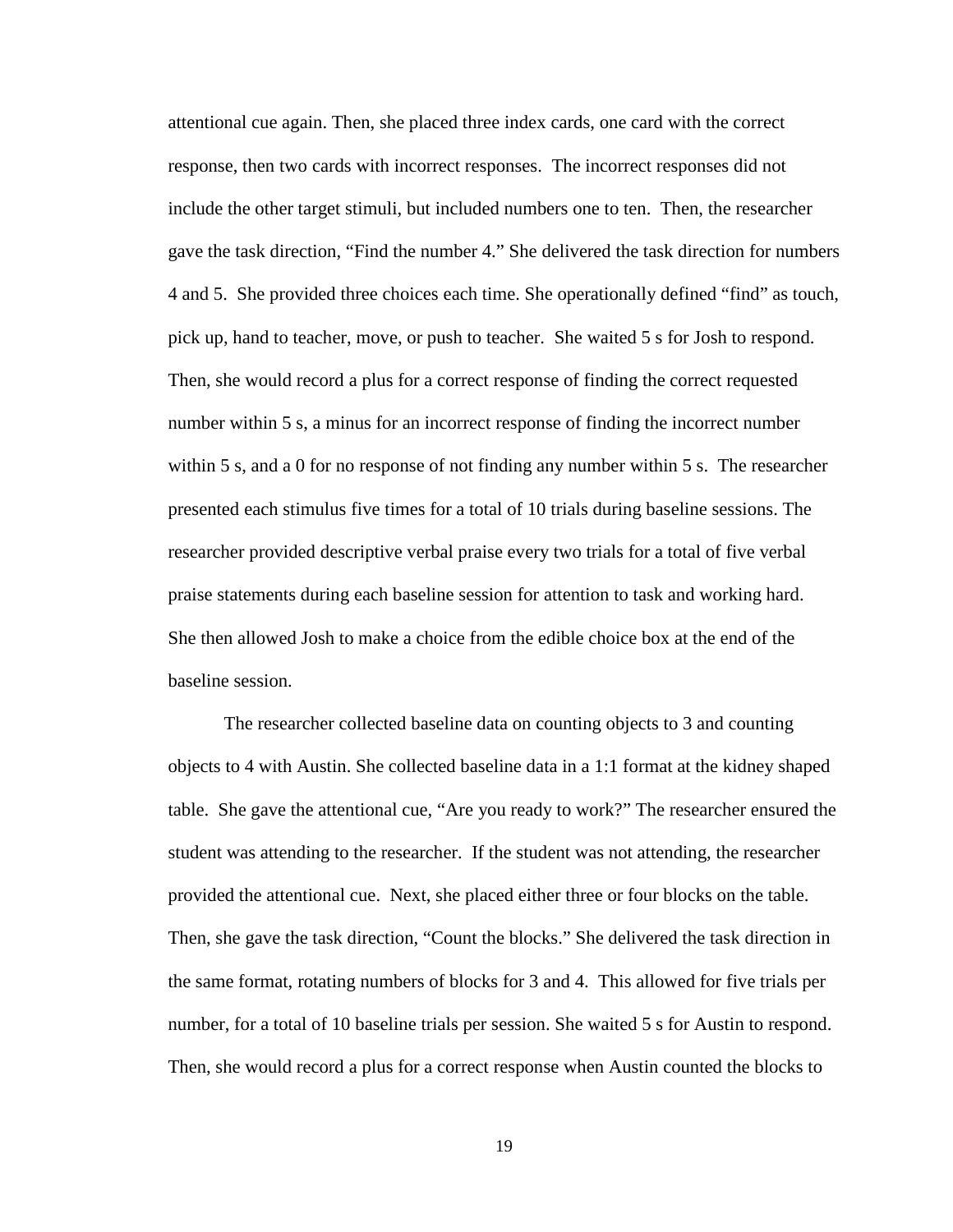attentional cue again. Then, she placed three index cards, one card with the correct response, then two cards with incorrect responses. The incorrect responses did not include the other target stimuli, but included numbers one to ten. Then, the researcher gave the task direction, "Find the number 4." She delivered the task direction for numbers 4 and 5. She provided three choices each time. She operationally defined "find" as touch, pick up, hand to teacher, move, or push to teacher. She waited 5 s for Josh to respond. Then, she would record a plus for a correct response of finding the correct requested number within 5 s, a minus for an incorrect response of finding the incorrect number within 5 s, and a 0 for no response of not finding any number within 5 s. The researcher presented each stimulus five times for a total of 10 trials during baseline sessions. The researcher provided descriptive verbal praise every two trials for a total of five verbal praise statements during each baseline session for attention to task and working hard. She then allowed Josh to make a choice from the edible choice box at the end of the baseline session.

The researcher collected baseline data on counting objects to 3 and counting objects to 4 with Austin. She collected baseline data in a 1:1 format at the kidney shaped table. She gave the attentional cue, "Are you ready to work?" The researcher ensured the student was attending to the researcher. If the student was not attending, the researcher provided the attentional cue. Next, she placed either three or four blocks on the table. Then, she gave the task direction, "Count the blocks." She delivered the task direction in the same format, rotating numbers of blocks for 3 and 4. This allowed for five trials per number, for a total of 10 baseline trials per session. She waited 5 s for Austin to respond. Then, she would record a plus for a correct response when Austin counted the blocks to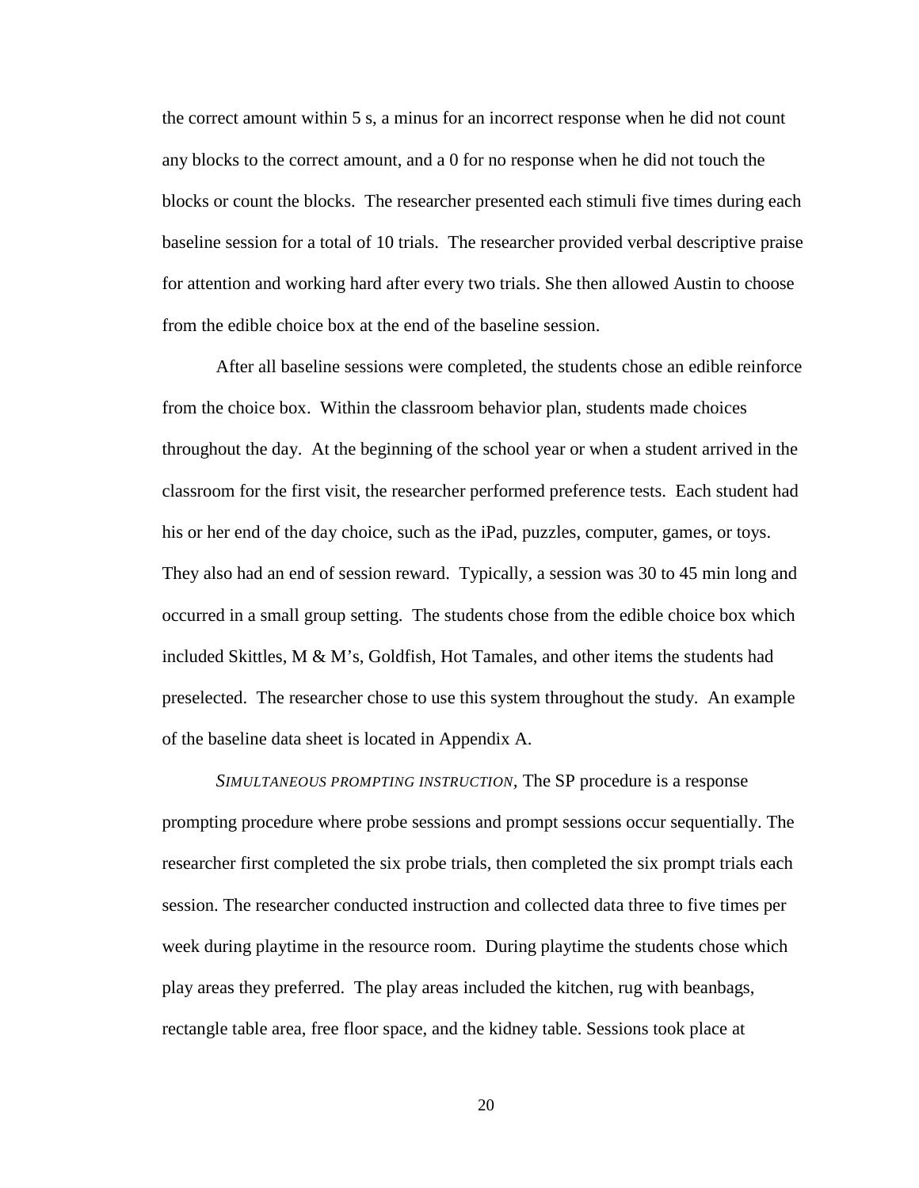the correct amount within 5 s, a minus for an incorrect response when he did not count any blocks to the correct amount, and a 0 for no response when he did not touch the blocks or count the blocks. The researcher presented each stimuli five times during each baseline session for a total of 10 trials. The researcher provided verbal descriptive praise for attention and working hard after every two trials. She then allowed Austin to choose from the edible choice box at the end of the baseline session.

After all baseline sessions were completed, the students chose an edible reinforce from the choice box. Within the classroom behavior plan, students made choices throughout the day. At the beginning of the school year or when a student arrived in the classroom for the first visit, the researcher performed preference tests. Each student had his or her end of the day choice, such as the iPad, puzzles, computer, games, or toys. They also had an end of session reward. Typically, a session was 30 to 45 min long and occurred in a small group setting. The students chose from the edible choice box which included Skittles, M & M's, Goldfish, Hot Tamales, and other items the students had preselected. The researcher chose to use this system throughout the study. An example of the baseline data sheet is located in Appendix A.

*SIMULTANEOUS PROMPTING INSTRUCTION*, The SP procedure is a response prompting procedure where probe sessions and prompt sessions occur sequentially. The researcher first completed the six probe trials, then completed the six prompt trials each session. The researcher conducted instruction and collected data three to five times per week during playtime in the resource room. During playtime the students chose which play areas they preferred. The play areas included the kitchen, rug with beanbags, rectangle table area, free floor space, and the kidney table. Sessions took place at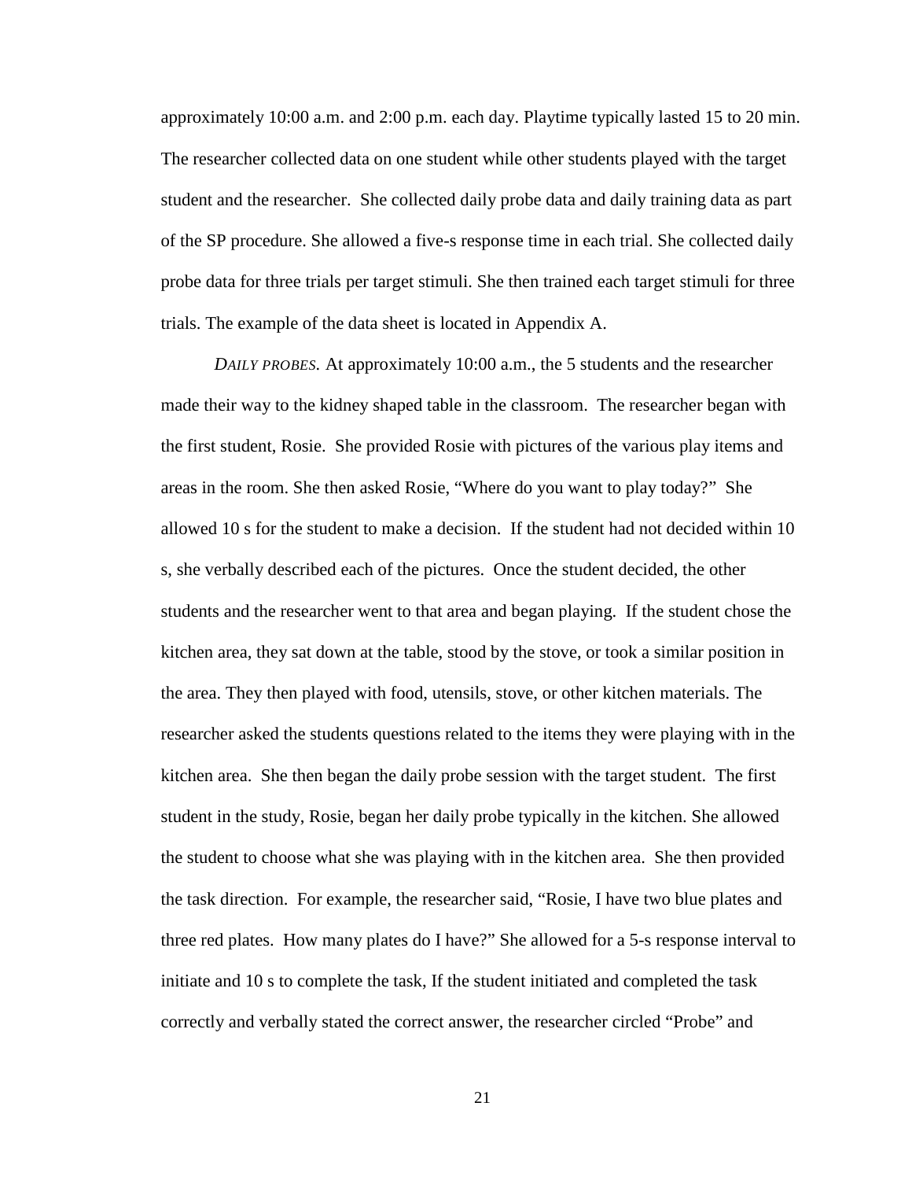approximately 10:00 a.m. and 2:00 p.m. each day. Playtime typically lasted 15 to 20 min. The researcher collected data on one student while other students played with the target student and the researcher. She collected daily probe data and daily training data as part of the SP procedure. She allowed a five-s response time in each trial. She collected daily probe data for three trials per target stimuli. She then trained each target stimuli for three trials. The example of the data sheet is located in Appendix A.

*DAILY PROBES.* At approximately 10:00 a.m., the 5 students and the researcher made their way to the kidney shaped table in the classroom. The researcher began with the first student, Rosie. She provided Rosie with pictures of the various play items and areas in the room. She then asked Rosie, "Where do you want to play today?" She allowed 10 s for the student to make a decision. If the student had not decided within 10 s, she verbally described each of the pictures. Once the student decided, the other students and the researcher went to that area and began playing. If the student chose the kitchen area, they sat down at the table, stood by the stove, or took a similar position in the area. They then played with food, utensils, stove, or other kitchen materials. The researcher asked the students questions related to the items they were playing with in the kitchen area. She then began the daily probe session with the target student. The first student in the study, Rosie, began her daily probe typically in the kitchen. She allowed the student to choose what she was playing with in the kitchen area. She then provided the task direction. For example, the researcher said, "Rosie, I have two blue plates and three red plates. How many plates do I have?" She allowed for a 5-s response interval to initiate and 10 s to complete the task, If the student initiated and completed the task correctly and verbally stated the correct answer, the researcher circled "Probe" and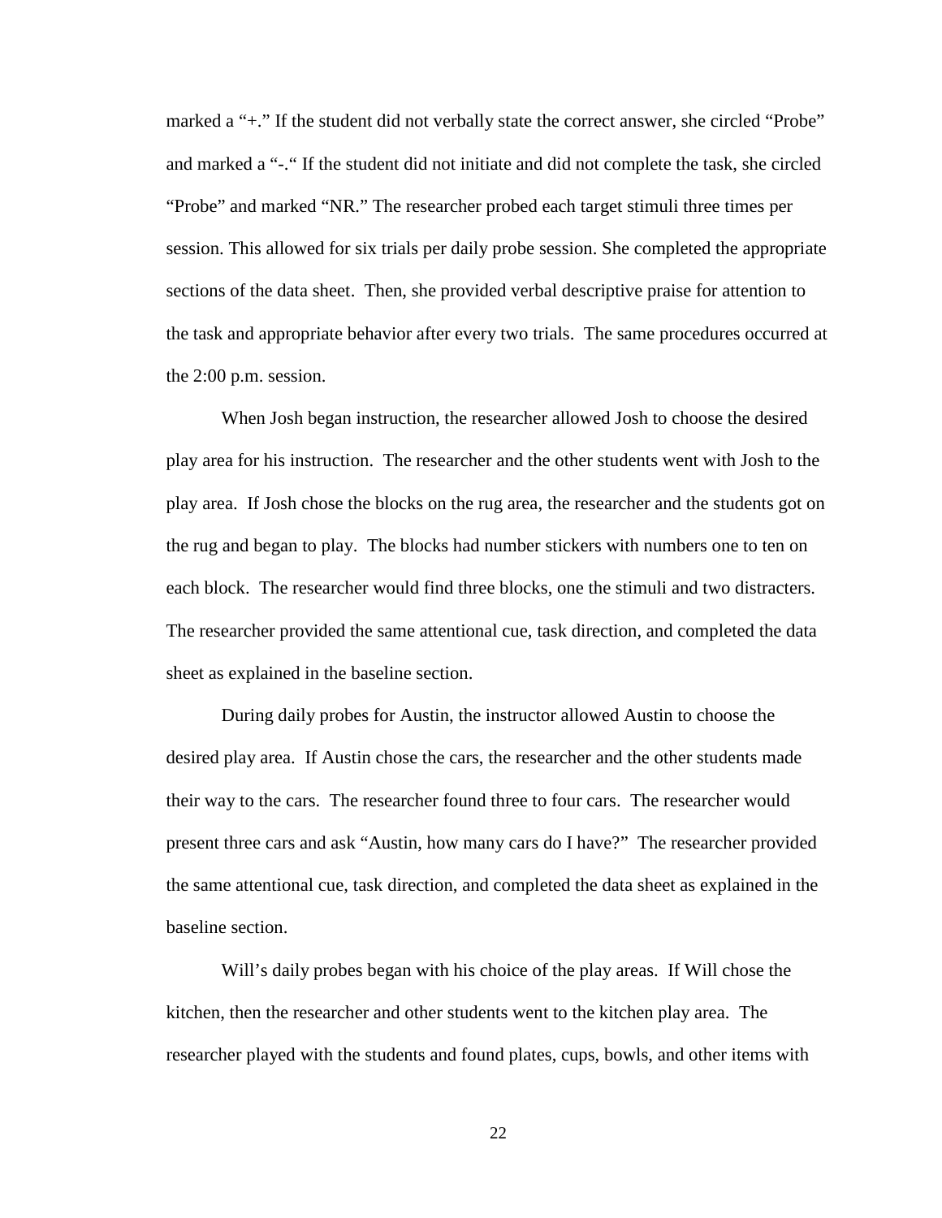marked a "+." If the student did not verbally state the correct answer, she circled "Probe" and marked a "-." If the student did not initiate and did not complete the task, she circled "Probe" and marked "NR." The researcher probed each target stimuli three times per session. This allowed for six trials per daily probe session. She completed the appropriate sections of the data sheet. Then, she provided verbal descriptive praise for attention to the task and appropriate behavior after every two trials. The same procedures occurred at the 2:00 p.m. session.

When Josh began instruction, the researcher allowed Josh to choose the desired play area for his instruction. The researcher and the other students went with Josh to the play area. If Josh chose the blocks on the rug area, the researcher and the students got on the rug and began to play. The blocks had number stickers with numbers one to ten on each block. The researcher would find three blocks, one the stimuli and two distracters. The researcher provided the same attentional cue, task direction, and completed the data sheet as explained in the baseline section.

During daily probes for Austin, the instructor allowed Austin to choose the desired play area. If Austin chose the cars, the researcher and the other students made their way to the cars. The researcher found three to four cars. The researcher would present three cars and ask "Austin, how many cars do I have?" The researcher provided the same attentional cue, task direction, and completed the data sheet as explained in the baseline section.

Will's daily probes began with his choice of the play areas. If Will chose the kitchen, then the researcher and other students went to the kitchen play area. The researcher played with the students and found plates, cups, bowls, and other items with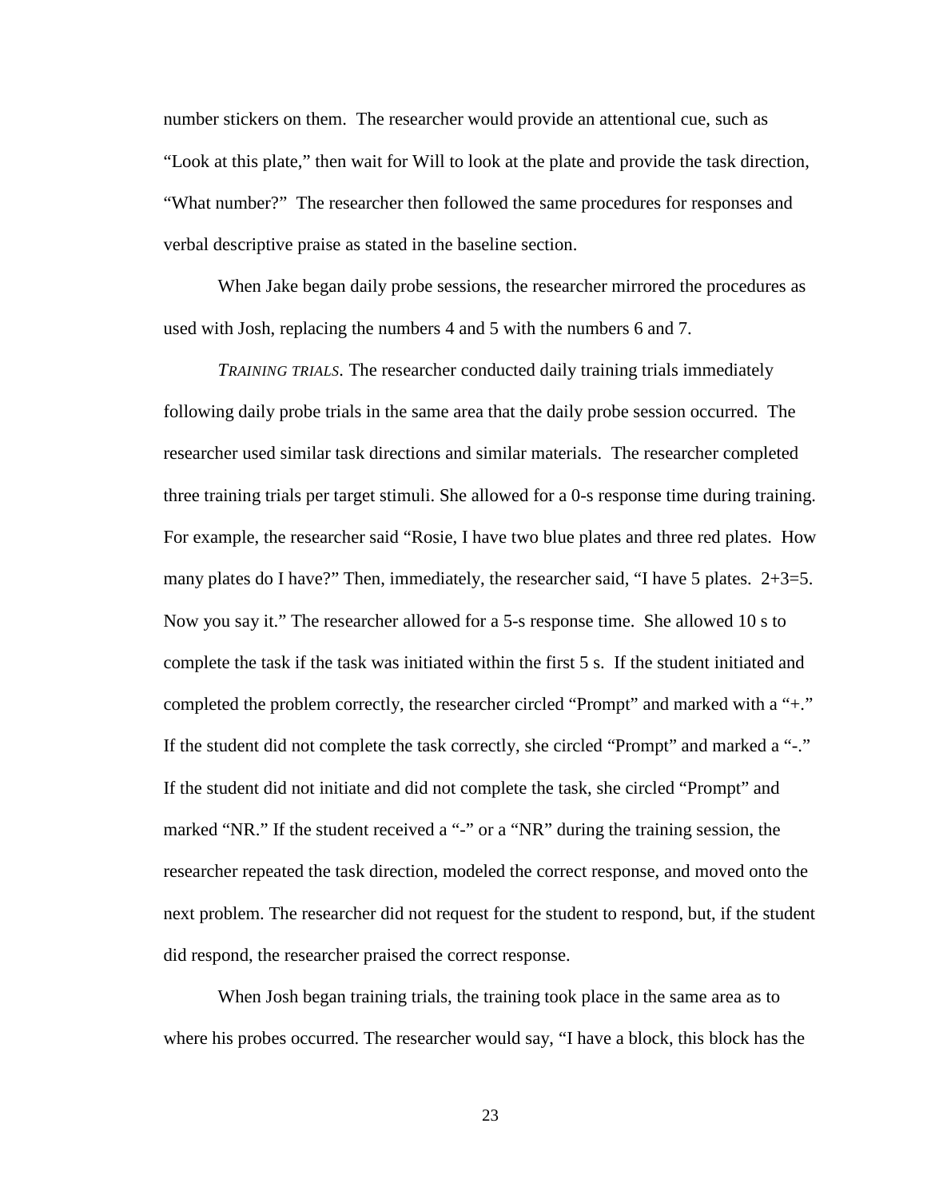number stickers on them. The researcher would provide an attentional cue, such as "Look at this plate," then wait for Will to look at the plate and provide the task direction, "What number?" The researcher then followed the same procedures for responses and verbal descriptive praise as stated in the baseline section.

When Jake began daily probe sessions, the researcher mirrored the procedures as used with Josh, replacing the numbers 4 and 5 with the numbers 6 and 7.

*TRAINING TRIALS.* The researcher conducted daily training trials immediately following daily probe trials in the same area that the daily probe session occurred. The researcher used similar task directions and similar materials. The researcher completed three training trials per target stimuli. She allowed for a 0-s response time during training. For example, the researcher said "Rosie, I have two blue plates and three red plates. How many plates do I have?" Then, immediately, the researcher said, "I have 5 plates. 2+3=5. Now you say it." The researcher allowed for a 5-s response time. She allowed 10 s to complete the task if the task was initiated within the first 5 s. If the student initiated and completed the problem correctly, the researcher circled "Prompt" and marked with a "+." If the student did not complete the task correctly, she circled "Prompt" and marked a "-." If the student did not initiate and did not complete the task, she circled "Prompt" and marked "NR." If the student received a "-" or a "NR" during the training session, the researcher repeated the task direction, modeled the correct response, and moved onto the next problem. The researcher did not request for the student to respond, but, if the student did respond, the researcher praised the correct response.

When Josh began training trials, the training took place in the same area as to where his probes occurred. The researcher would say, "I have a block, this block has the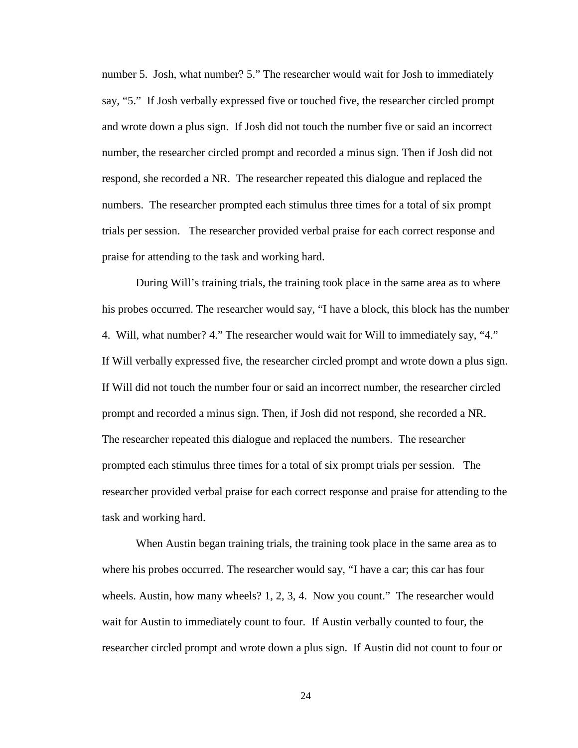number 5. Josh, what number? 5." The researcher would wait for Josh to immediately say, "5." If Josh verbally expressed five or touched five, the researcher circled prompt and wrote down a plus sign. If Josh did not touch the number five or said an incorrect number, the researcher circled prompt and recorded a minus sign. Then if Josh did not respond, she recorded a NR. The researcher repeated this dialogue and replaced the numbers. The researcher prompted each stimulus three times for a total of six prompt trials per session. The researcher provided verbal praise for each correct response and praise for attending to the task and working hard.

During Will's training trials, the training took place in the same area as to where his probes occurred. The researcher would say, "I have a block, this block has the number 4. Will, what number? 4." The researcher would wait for Will to immediately say, "4." If Will verbally expressed five, the researcher circled prompt and wrote down a plus sign. If Will did not touch the number four or said an incorrect number, the researcher circled prompt and recorded a minus sign. Then, if Josh did not respond, she recorded a NR. The researcher repeated this dialogue and replaced the numbers. The researcher prompted each stimulus three times for a total of six prompt trials per session. The researcher provided verbal praise for each correct response and praise for attending to the task and working hard.

When Austin began training trials, the training took place in the same area as to where his probes occurred. The researcher would say, "I have a car; this car has four wheels. Austin, how many wheels? 1, 2, 3, 4. Now you count." The researcher would wait for Austin to immediately count to four. If Austin verbally counted to four, the researcher circled prompt and wrote down a plus sign. If Austin did not count to four or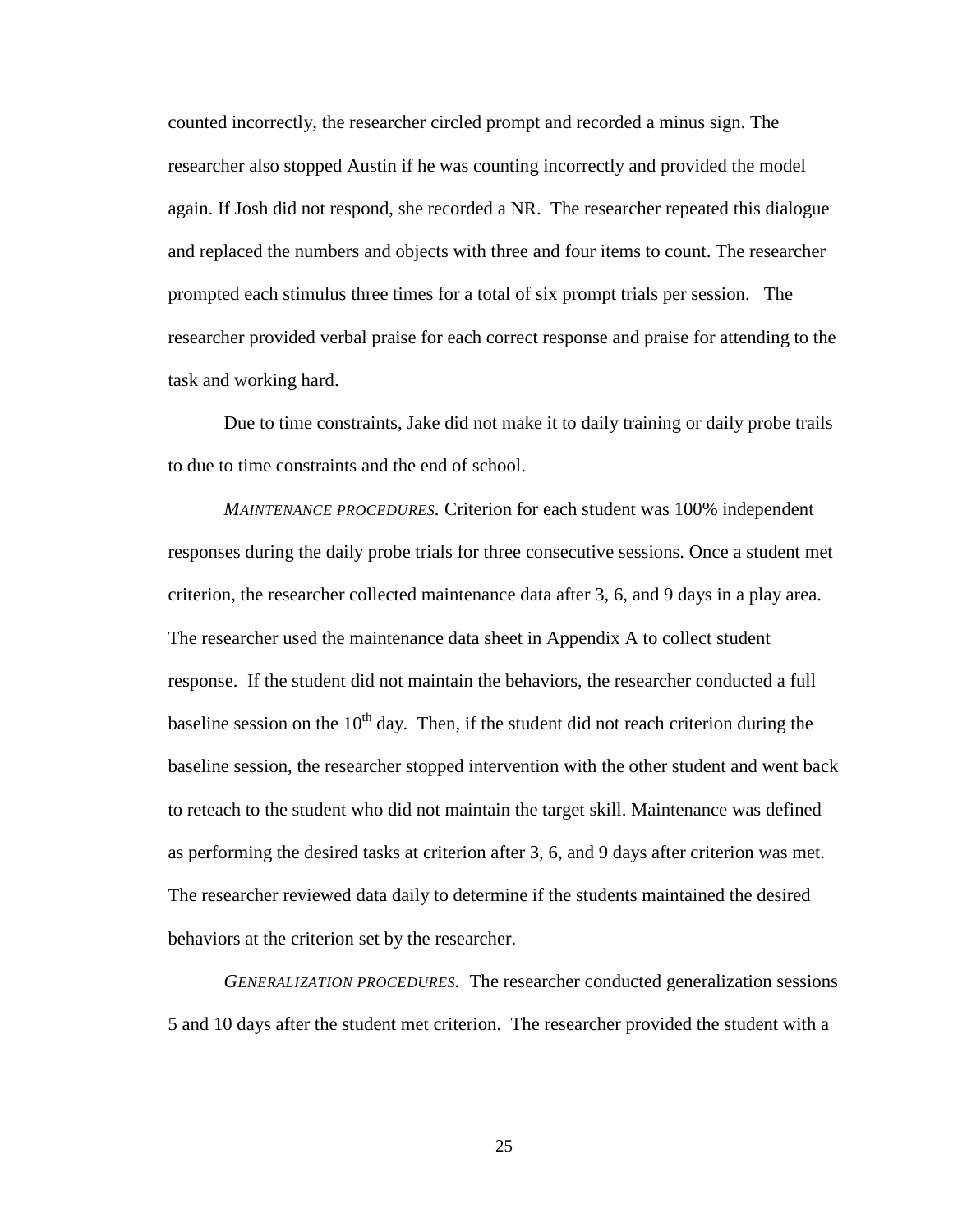counted incorrectly, the researcher circled prompt and recorded a minus sign. The researcher also stopped Austin if he was counting incorrectly and provided the model again. If Josh did not respond, she recorded a NR. The researcher repeated this dialogue and replaced the numbers and objects with three and four items to count. The researcher prompted each stimulus three times for a total of six prompt trials per session. The researcher provided verbal praise for each correct response and praise for attending to the task and working hard.

Due to time constraints, Jake did not make it to daily training or daily probe trails to due to time constraints and the end of school.

*MAINTENANCE PROCEDURES.* Criterion for each student was 100% independent responses during the daily probe trials for three consecutive sessions. Once a student met criterion, the researcher collected maintenance data after 3, 6, and 9 days in a play area. The researcher used the maintenance data sheet in Appendix A to collect student response. If the student did not maintain the behaviors, the researcher conducted a full baseline session on the 10th day. Then, if the student did not reach criterion during the baseline session, the researcher stopped intervention with the other student and went back to reteach to the student who did not maintain the target skill. Maintenance was defined as performing the desired tasks at criterion after 3, 6, and 9 days after criterion was met. The researcher reviewed data daily to determine if the students maintained the desired behaviors at the criterion set by the researcher.

*GENERALIZATION PROCEDURES.* The researcher conducted generalization sessions 5 and 10 days after the student met criterion. The researcher provided the student with a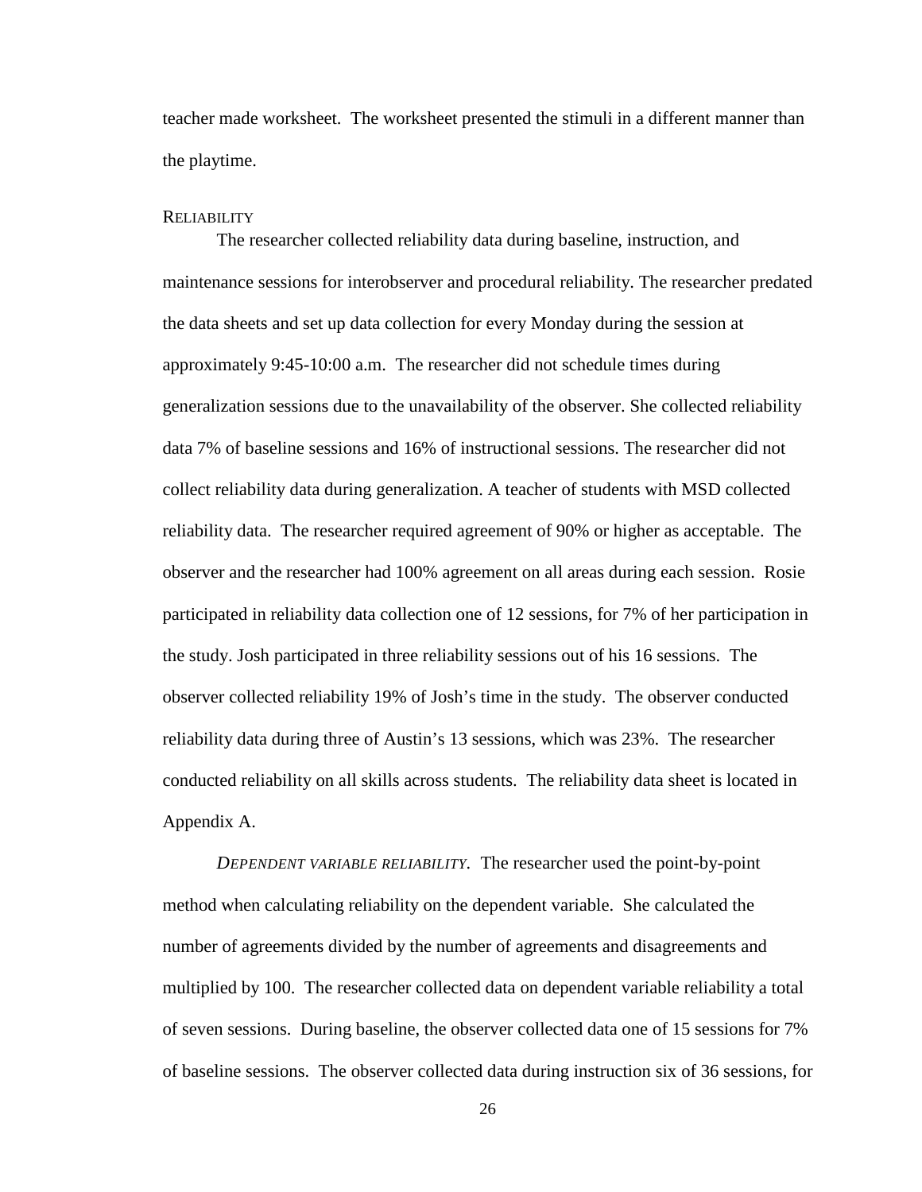teacher made worksheet. The worksheet presented the stimuli in a different manner than the playtime.

### Reliability

The researcher collected reliability data during baseline, instruction, and maintenance sessions for interobserver and procedural reliability. The researcher predated the data sheets and set up data collection for every Monday during the session at approximately 9:45-10:00 a.m. The researcher did not schedule times during generalization sessions due to the unavailability of the observer. She collected reliability data 7% of baseline sessions and 16% of instructional sessions. The researcher did not collect reliability data during generalization. A teacher of students with MSD collected reliability data. The researcher required agreement of 90% or higher as acceptable. The observer and the researcher had 100% agreement on all areas during each session. Rosie participated in reliability data collection one of 12 sessions, for 7% of her participation in the study. Josh participated in three reliability sessions out of his 16 sessions. The observer collected reliability 19% of Josh's time in the study. The observer conducted reliability data during three of Austin's 13 sessions, which was 23%. The researcher conducted reliability on all skills across students. The reliability data sheet is located in Appendix A.

*Dependent variable reliability.* The researcher used the point-by-point method when calculating reliability on the dependent variable. She calculated the number of agreements divided by the number of agreements and disagreements and multiplied by 100. The researcher collected data on dependent variable reliability a total of seven sessions. During baseline, the observer collected data one of 15 sessions for 7% of baseline sessions. The observer collected data during instruction six of 36 sessions, for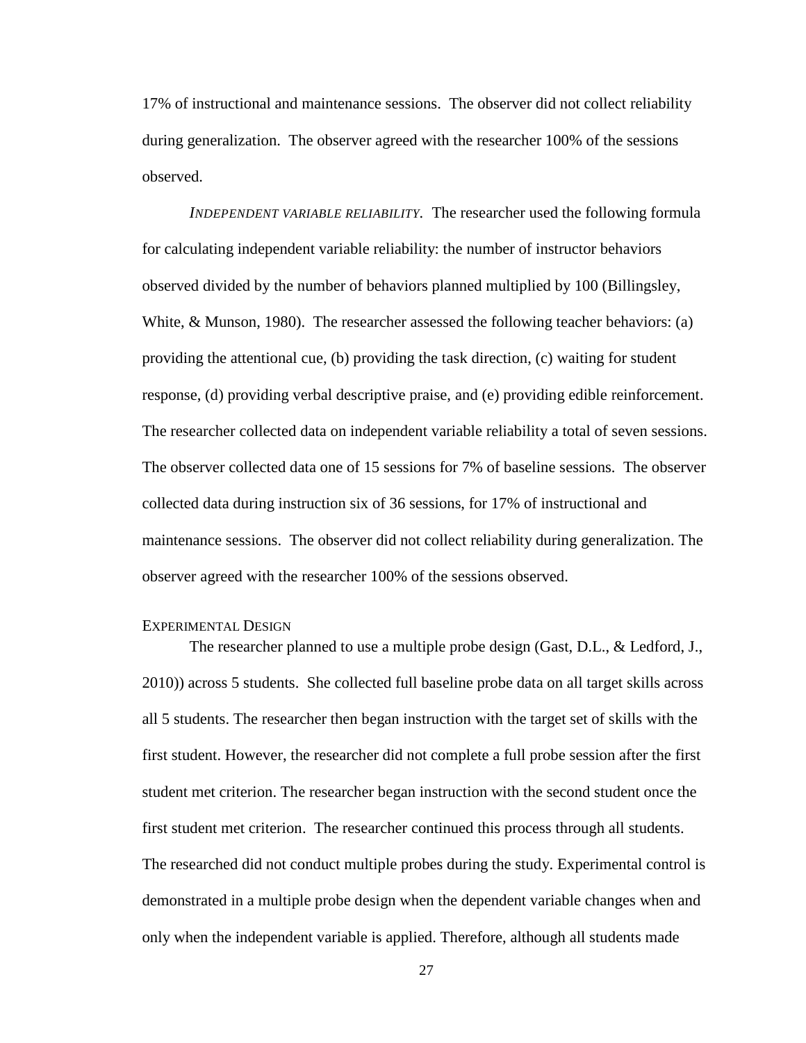17% of instructional and maintenance sessions. The observer did not collect reliability during generalization. The observer agreed with the researcher 100% of the sessions observed.

*INDEPENDENT VARIABLE RELIABILITY*. The researcher used the following formula for calculating independent variable reliability: the number of instructor behaviors observed divided by the number of behaviors planned multiplied by 100 (Billingsley, White, & Munson, 1980). The researcher assessed the following teacher behaviors: (a) providing the attentional cue, (b) providing the task direction, (c) waiting for student response, (d) providing verbal descriptive praise, and (e) providing edible reinforcement. The researcher collected data on independent variable reliability a total of seven sessions. The observer collected data one of 15 sessions for 7% of baseline sessions. The observer collected data during instruction six of 36 sessions, for 17% of instructional and maintenance sessions. The observer did not collect reliability during generalization. The observer agreed with the researcher 100% of the sessions observed.

### EXPERIMENTAL DESIGN

The researcher planned to use a multiple probe design (Gast, D.L., & Ledford, J., 2010)) across 5 students. She collected full baseline probe data on all target skills across all 5 students. The researcher then began instruction with the target set of skills with the first student. However, the researcher did not complete a full probe session after the first student met criterion. The researcher began instruction with the second student once the first student met criterion. The researcher continued this process through all students. The researched did not conduct multiple probes during the study. Experimental control is demonstrated in a multiple probe design when the dependent variable changes when and only when the independent variable is applied. Therefore, although all students made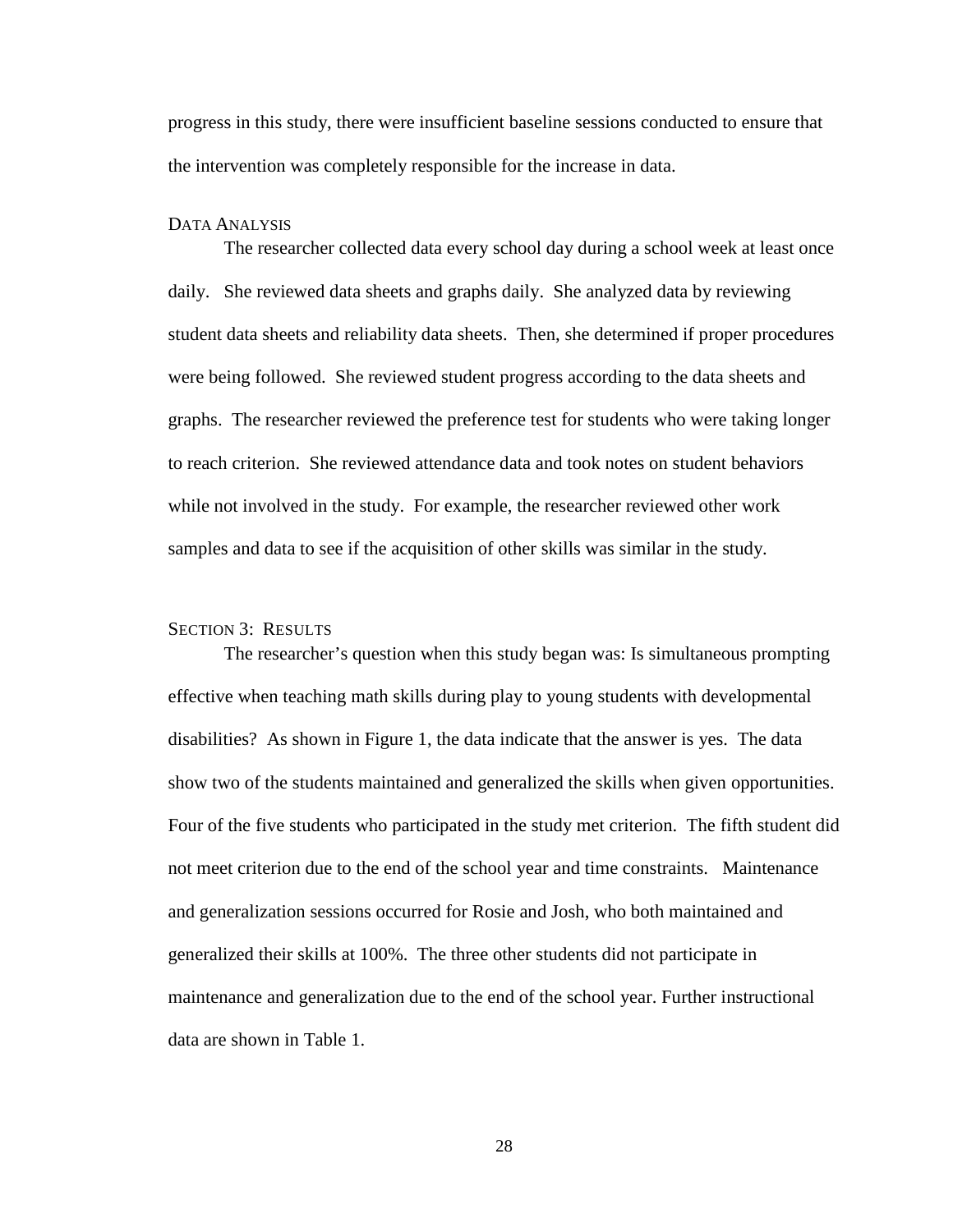progress in this study, there were insufficient baseline sessions conducted to ensure that the intervention was completely responsible for the increase in data.

## Data Analysis

The researcher collected data every school day during a school week at least once daily. She reviewed data sheets and graphs daily. She analyzed data by reviewing student data sheets and reliability data sheets. Then, she determined if proper procedures were being followed. She reviewed student progress according to the data sheets and graphs. The researcher reviewed the preference test for students who were taking longer to reach criterion. She reviewed attendance data and took notes on student behaviors while not involved in the study. For example, the researcher reviewed other work samples and data to see if the acquisition of other skills was similar in the study.

## Section 3: Results

The researcher's question when this study began was: Is simultaneous prompting effective when teaching math skills during play to young students with developmental disabilities? As shown in Figure 1, the data indicate that the answer is yes. The data show two of the students maintained and generalized the skills when given opportunities. Four of the five students who participated in the study met criterion. The fifth student did not meet criterion due to the end of the school year and time constraints. Maintenance and generalization sessions occurred for Rosie and Josh, who both maintained and generalized their skills at 100%. The three other students did not participate in maintenance and generalization due to the end of the school year. Further instructional data are shown in Table 1.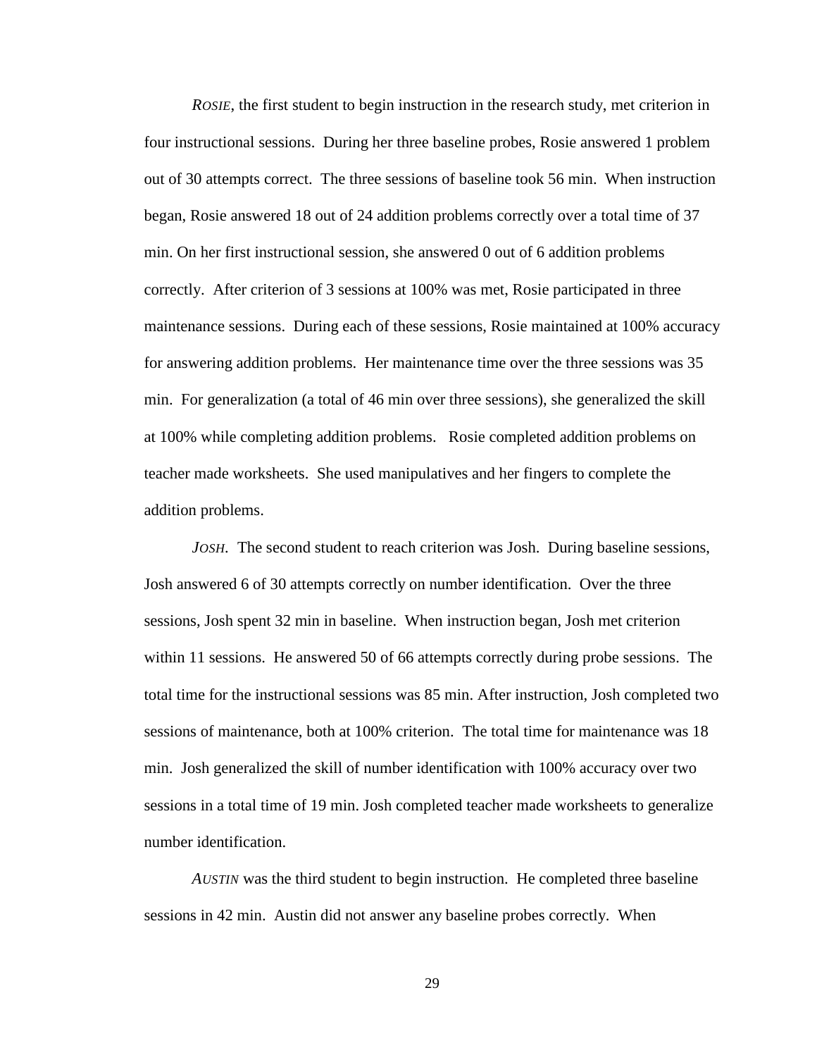*Rosie*, the first student to begin instruction in the research study, met criterion in four instructional sessions. During her three baseline probes, Rosie answered 1 problem out of 30 attempts correct. The three sessions of baseline took 56 min. When instruction began, Rosie answered 18 out of 24 addition problems correctly over a total time of 37 min. On her first instructional session, she answered 0 out of 6 addition problems correctly. After criterion of 3 sessions at 100% was met, Rosie participated in three maintenance sessions. During each of these sessions, Rosie maintained at 100% accuracy for answering addition problems. Her maintenance time over the three sessions was 35 min. For generalization (a total of 46 min over three sessions), she generalized the skill at 100% while completing addition problems. Rosie completed addition problems on teacher made worksheets. She used manipulatives and her fingers to complete the addition problems.

*Josh*. The second student to reach criterion was Josh. During baseline sessions, Josh answered 6 of 30 attempts correctly on number identification. Over the three sessions, Josh spent 32 min in baseline. When instruction began, Josh met criterion within 11 sessions. He answered 50 of 66 attempts correctly during probe sessions. The total time for the instructional sessions was 85 min. After instruction, Josh completed two sessions of maintenance, both at 100% criterion. The total time for maintenance was 18 min. Josh generalized the skill of number identification with 100% accuracy over two sessions in a total time of 19 min. Josh completed teacher made worksheets to generalize number identification.

*Austin* was the third student to begin instruction. He completed three baseline sessions in 42 min. Austin did not answer any baseline probes correctly. When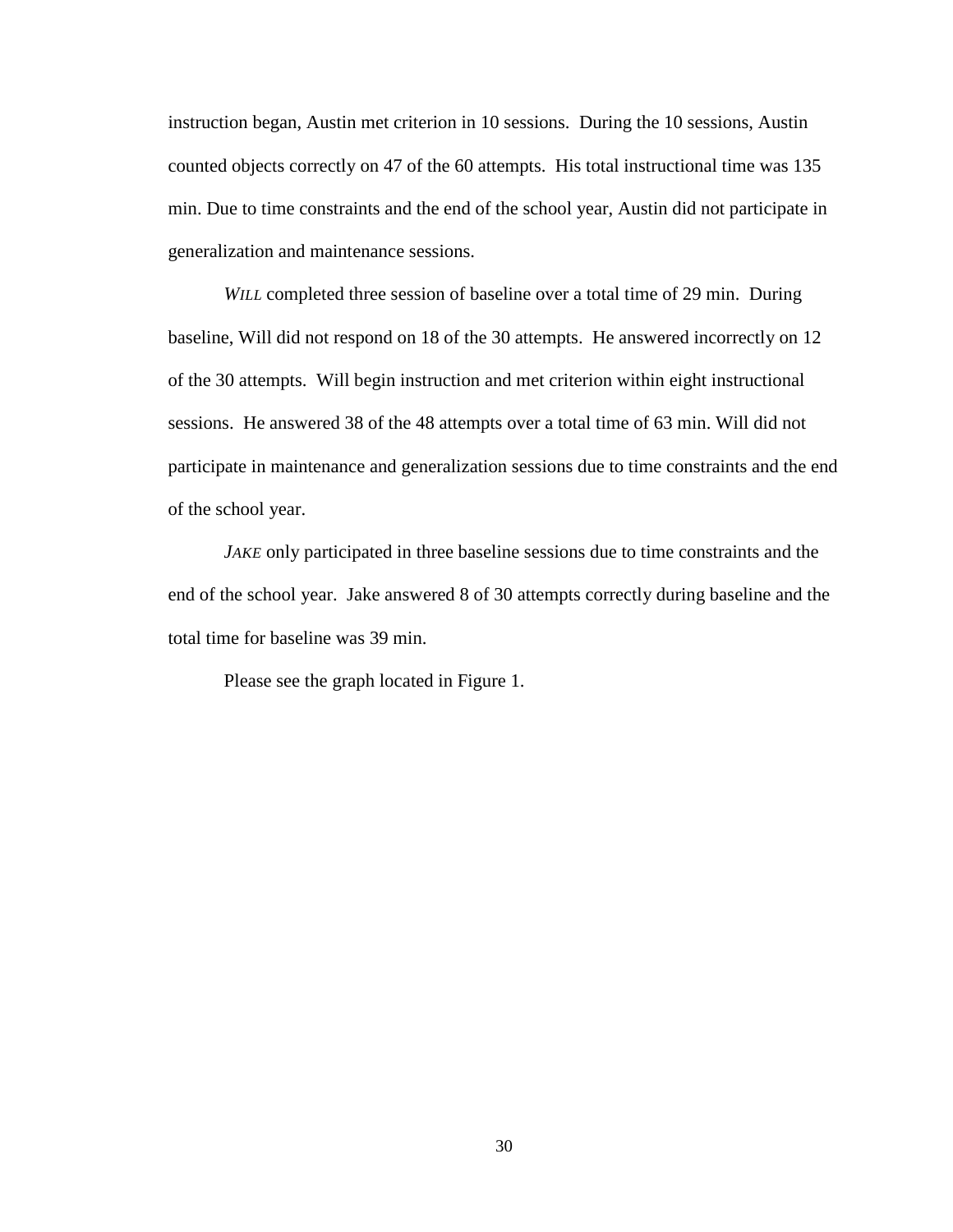instruction began, Austin met criterion in 10 sessions. During the 10 sessions, Austin counted objects correctly on 47 of the 60 attempts. His total instructional time was 135 min. Due to time constraints and the end of the school year, Austin did not participate in generalization and maintenance sessions.

*WILL* completed three session of baseline over a total time of 29 min. During baseline, Will did not respond on 18 of the 30 attempts. He answered incorrectly on 12 of the 30 attempts. Will begin instruction and met criterion within eight instructional sessions. He answered 38 of the 48 attempts over a total time of 63 min. Will did not participate in maintenance and generalization sessions due to time constraints and the end of the school year.

*JAKE* only participated in three baseline sessions due to time constraints and the end of the school year. Jake answered 8 of 30 attempts correctly during baseline and the total time for baseline was 39 min.

Please see the graph located in Figure 1.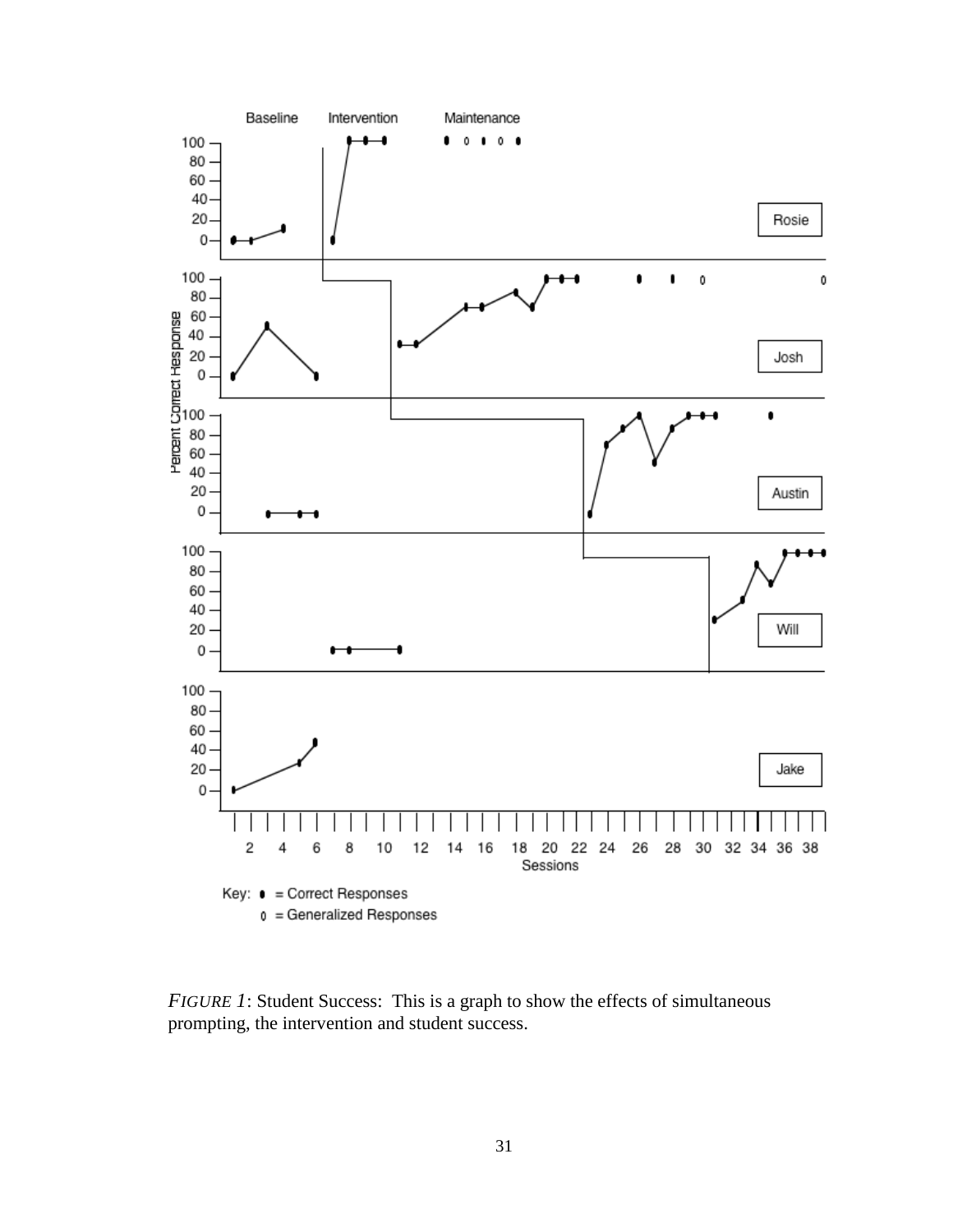*FIGURE 1*: Student Success: This is a graph to show the effects of simultaneous prompting, the intervention and student success.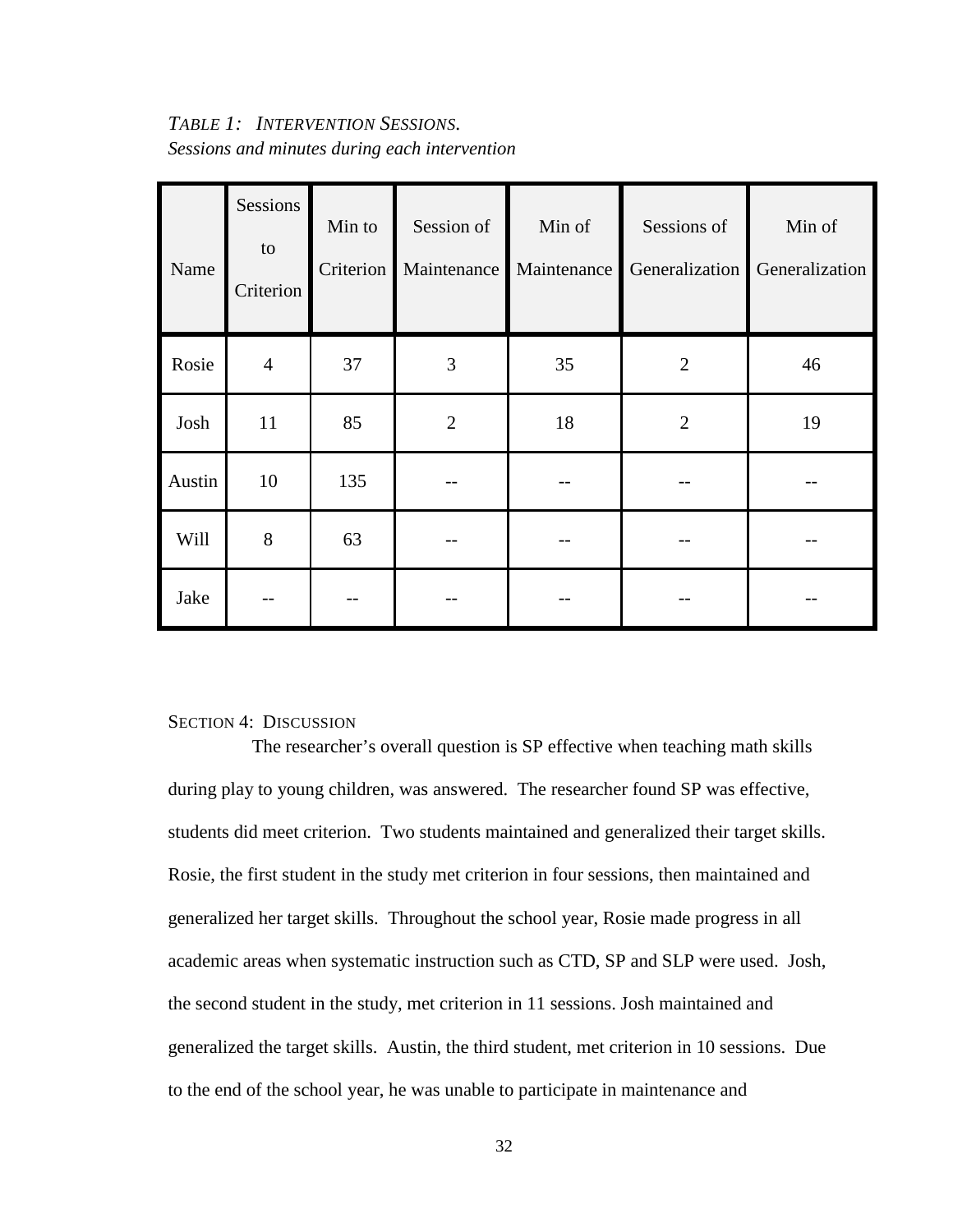*TABLE 1: INTERVENTION SESSIONS.*
*Sessions and minutes during each intervention*

| Name | Sessions to Criterion | Min to Criterion | Session of Maintenance | Min of Maintenance | Sessions of Generalization | Min of Generalization |
|---|---|---|---|---|---|---|
| Rosie | 4 | 37 | 3 | 35 | 2 | 46 |
| Josh | 11 | 85 | 2 | 18 | 2 | 19 |
| Austin | 10 | 135 | -- | -- | -- | -- |
| Will | 8 | 63 | -- | -- | -- | -- |
| Jake | -- | -- | -- | -- | -- | -- |

## SECTION 4: DISCUSSION

The researcher's overall question is SP effective when teaching math skills during play to young children, was answered. The researcher found SP was effective, students did meet criterion. Two students maintained and generalized their target skills. Rosie, the first student in the study met criterion in four sessions, then maintained and generalized her target skills. Throughout the school year, Rosie made progress in all academic areas when systematic instruction such as CTD, SP and SLP were used. Josh, the second student in the study, met criterion in 11 sessions. Josh maintained and generalized the target skills. Austin, the third student, met criterion in 10 sessions. Due to the end of the school year, he was unable to participate in maintenance and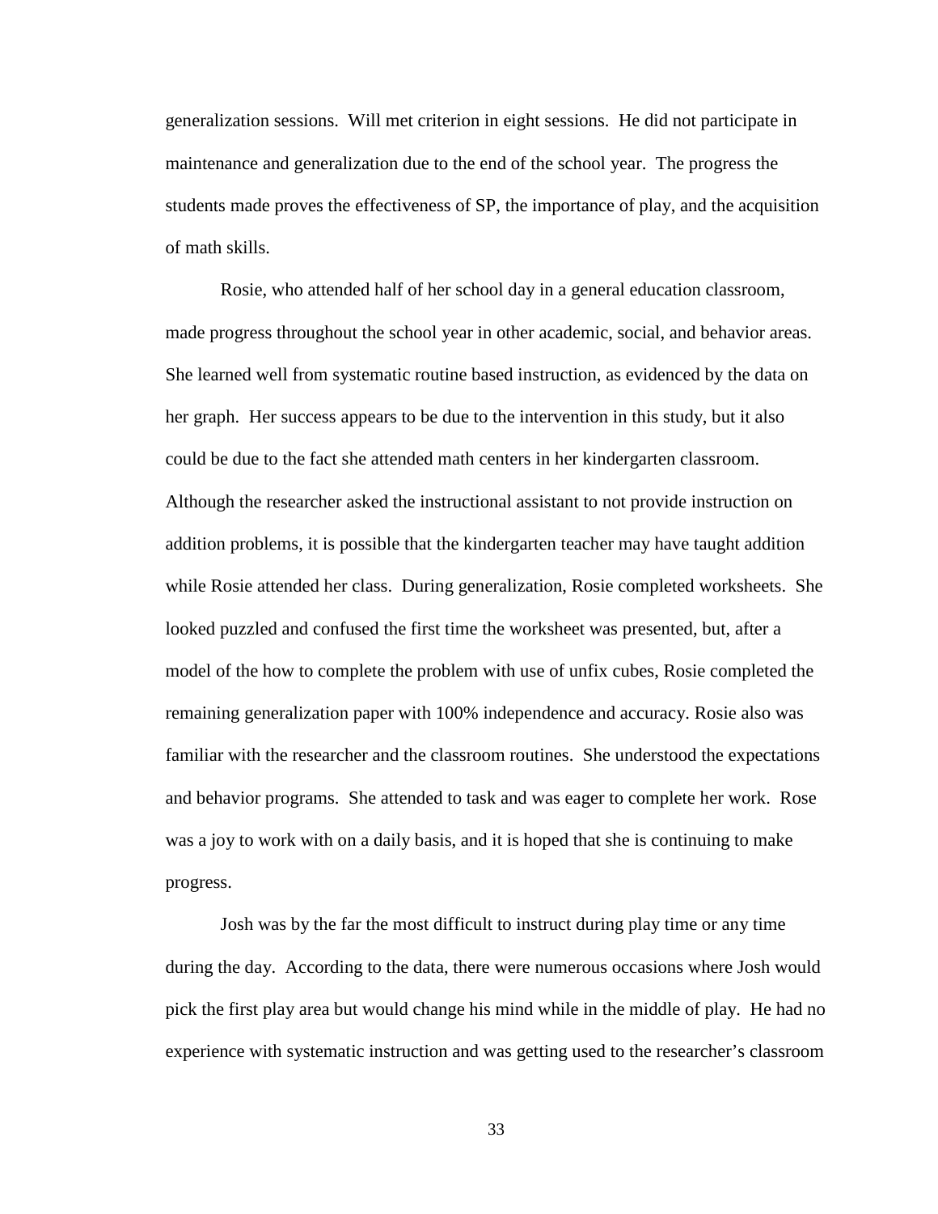generalization sessions. Will met criterion in eight sessions. He did not participate in maintenance and generalization due to the end of the school year. The progress the students made proves the effectiveness of SP, the importance of play, and the acquisition of math skills.

Rosie, who attended half of her school day in a general education classroom, made progress throughout the school year in other academic, social, and behavior areas. She learned well from systematic routine based instruction, as evidenced by the data on her graph. Her success appears to be due to the intervention in this study, but it also could be due to the fact she attended math centers in her kindergarten classroom. Although the researcher asked the instructional assistant to not provide instruction on addition problems, it is possible that the kindergarten teacher may have taught addition while Rosie attended her class. During generalization, Rosie completed worksheets. She looked puzzled and confused the first time the worksheet was presented, but, after a model of the how to complete the problem with use of unfix cubes, Rosie completed the remaining generalization paper with 100% independence and accuracy. Rosie also was familiar with the researcher and the classroom routines. She understood the expectations and behavior programs. She attended to task and was eager to complete her work. Rose was a joy to work with on a daily basis, and it is hoped that she is continuing to make progress.

Josh was by the far the most difficult to instruct during play time or any time during the day. According to the data, there were numerous occasions where Josh would pick the first play area but would change his mind while in the middle of play. He had no experience with systematic instruction and was getting used to the researcher's classroom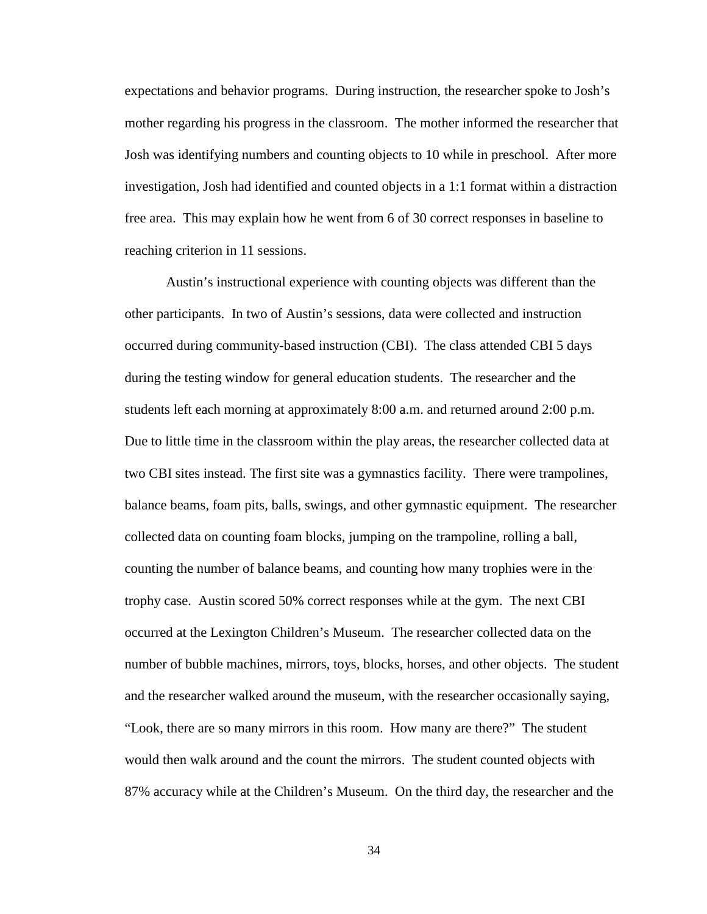expectations and behavior programs. During instruction, the researcher spoke to Josh's mother regarding his progress in the classroom. The mother informed the researcher that Josh was identifying numbers and counting objects to 10 while in preschool. After more investigation, Josh had identified and counted objects in a 1:1 format within a distraction free area. This may explain how he went from 6 of 30 correct responses in baseline to reaching criterion in 11 sessions.

Austin's instructional experience with counting objects was different than the other participants. In two of Austin's sessions, data were collected and instruction occurred during community-based instruction (CBI). The class attended CBI 5 days during the testing window for general education students. The researcher and the students left each morning at approximately 8:00 a.m. and returned around 2:00 p.m. Due to little time in the classroom within the play areas, the researcher collected data at two CBI sites instead. The first site was a gymnastics facility. There were trampolines, balance beams, foam pits, balls, swings, and other gymnastic equipment. The researcher collected data on counting foam blocks, jumping on the trampoline, rolling a ball, counting the number of balance beams, and counting how many trophies were in the trophy case. Austin scored 50% correct responses while at the gym. The next CBI occurred at the Lexington Children's Museum. The researcher collected data on the number of bubble machines, mirrors, toys, blocks, horses, and other objects. The student and the researcher walked around the museum, with the researcher occasionally saying, "Look, there are so many mirrors in this room. How many are there?" The student would then walk around and the count the mirrors. The student counted objects with 87% accuracy while at the Children's Museum. On the third day, the researcher and the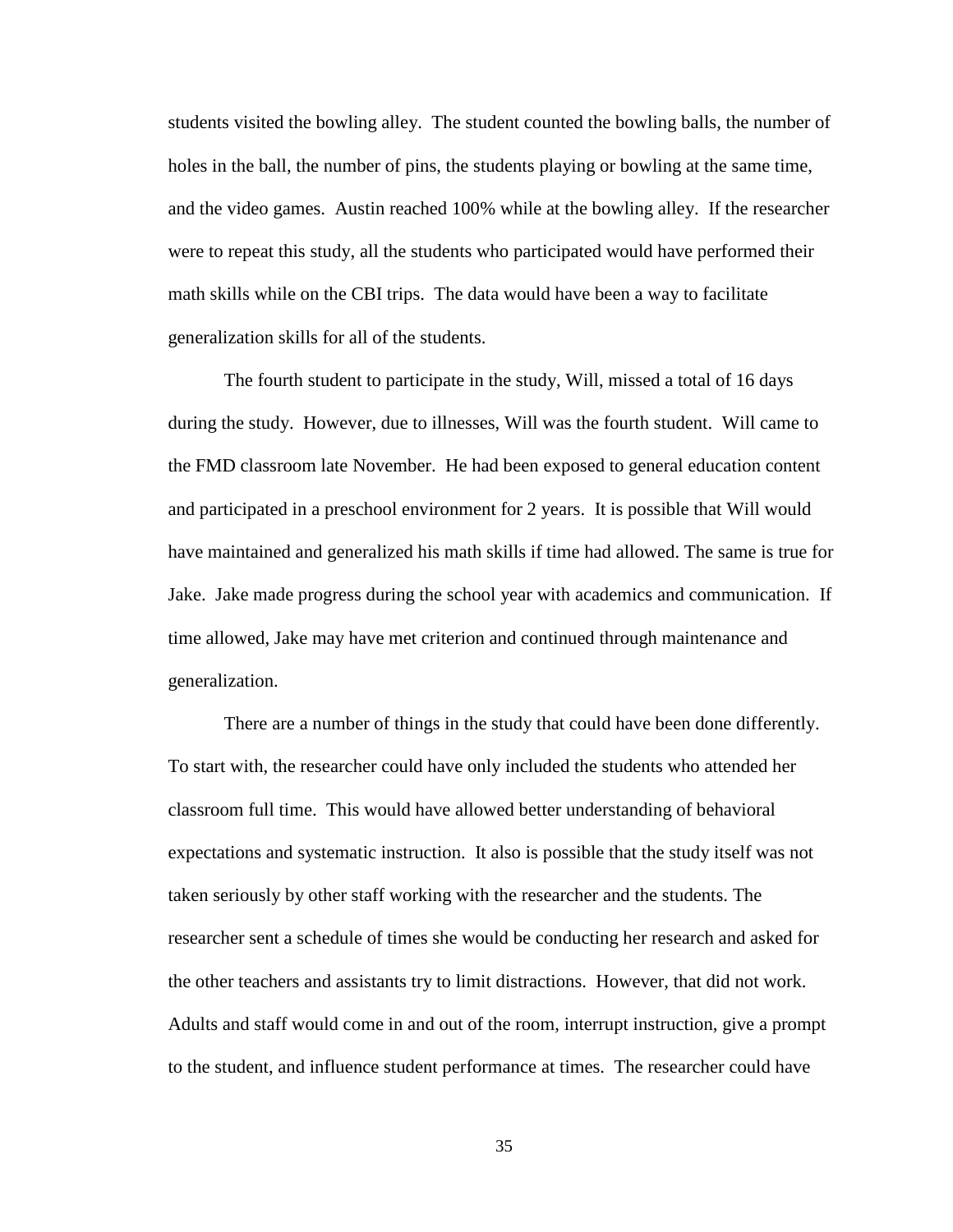students visited the bowling alley. The student counted the bowling balls, the number of holes in the ball, the number of pins, the students playing or bowling at the same time, and the video games. Austin reached 100% while at the bowling alley. If the researcher were to repeat this study, all the students who participated would have performed their math skills while on the CBI trips. The data would have been a way to facilitate generalization skills for all of the students.

The fourth student to participate in the study, Will, missed a total of 16 days during the study. However, due to illnesses, Will was the fourth student. Will came to the FMD classroom late November. He had been exposed to general education content and participated in a preschool environment for 2 years. It is possible that Will would have maintained and generalized his math skills if time had allowed. The same is true for Jake. Jake made progress during the school year with academics and communication. If time allowed, Jake may have met criterion and continued through maintenance and generalization.

There are a number of things in the study that could have been done differently. To start with, the researcher could have only included the students who attended her classroom full time. This would have allowed better understanding of behavioral expectations and systematic instruction. It also is possible that the study itself was not taken seriously by other staff working with the researcher and the students. The researcher sent a schedule of times she would be conducting her research and asked for the other teachers and assistants try to limit distractions. However, that did not work. Adults and staff would come in and out of the room, interrupt instruction, give a prompt to the student, and influence student performance at times. The researcher could have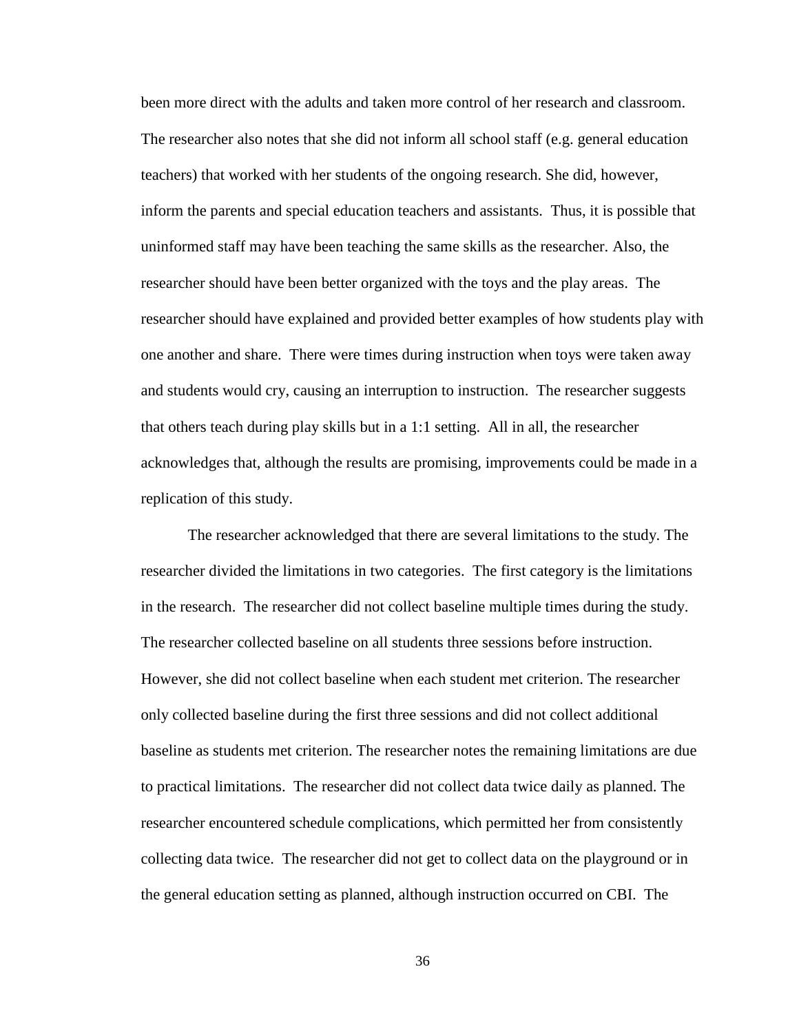been more direct with the adults and taken more control of her research and classroom. The researcher also notes that she did not inform all school staff (e.g. general education teachers) that worked with her students of the ongoing research. She did, however, inform the parents and special education teachers and assistants. Thus, it is possible that uninformed staff may have been teaching the same skills as the researcher. Also, the researcher should have been better organized with the toys and the play areas. The researcher should have explained and provided better examples of how students play with one another and share. There were times during instruction when toys were taken away and students would cry, causing an interruption to instruction. The researcher suggests that others teach during play skills but in a 1:1 setting. All in all, the researcher acknowledges that, although the results are promising, improvements could be made in a replication of this study.

The researcher acknowledged that there are several limitations to the study. The researcher divided the limitations in two categories. The first category is the limitations in the research. The researcher did not collect baseline multiple times during the study. The researcher collected baseline on all students three sessions before instruction. However, she did not collect baseline when each student met criterion. The researcher only collected baseline during the first three sessions and did not collect additional baseline as students met criterion. The researcher notes the remaining limitations are due to practical limitations. The researcher did not collect data twice daily as planned. The researcher encountered schedule complications, which permitted her from consistently collecting data twice. The researcher did not get to collect data on the playground or in the general education setting as planned, although instruction occurred on CBI. The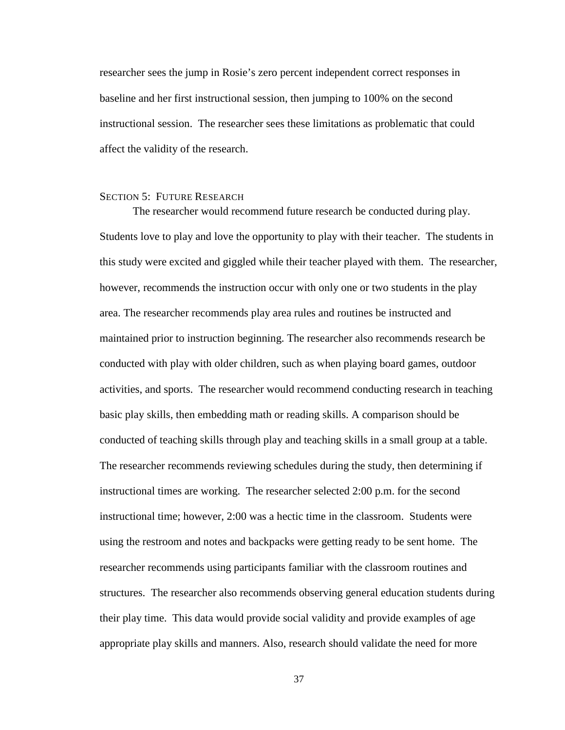researcher sees the jump in Rosie's zero percent independent correct responses in baseline and her first instructional session, then jumping to 100% on the second instructional session. The researcher sees these limitations as problematic that could affect the validity of the research.

## Section 5: Future Research

The researcher would recommend future research be conducted during play. Students love to play and love the opportunity to play with their teacher. The students in this study were excited and giggled while their teacher played with them. The researcher, however, recommends the instruction occur with only one or two students in the play area. The researcher recommends play area rules and routines be instructed and maintained prior to instruction beginning. The researcher also recommends research be conducted with play with older children, such as when playing board games, outdoor activities, and sports. The researcher would recommend conducting research in teaching basic play skills, then embedding math or reading skills. A comparison should be conducted of teaching skills through play and teaching skills in a small group at a table. The researcher recommends reviewing schedules during the study, then determining if instructional times are working. The researcher selected 2:00 p.m. for the second instructional time; however, 2:00 was a hectic time in the classroom. Students were using the restroom and notes and backpacks were getting ready to be sent home. The researcher recommends using participants familiar with the classroom routines and structures. The researcher also recommends observing general education students during their play time. This data would provide social validity and provide examples of age appropriate play skills and manners. Also, research should validate the need for more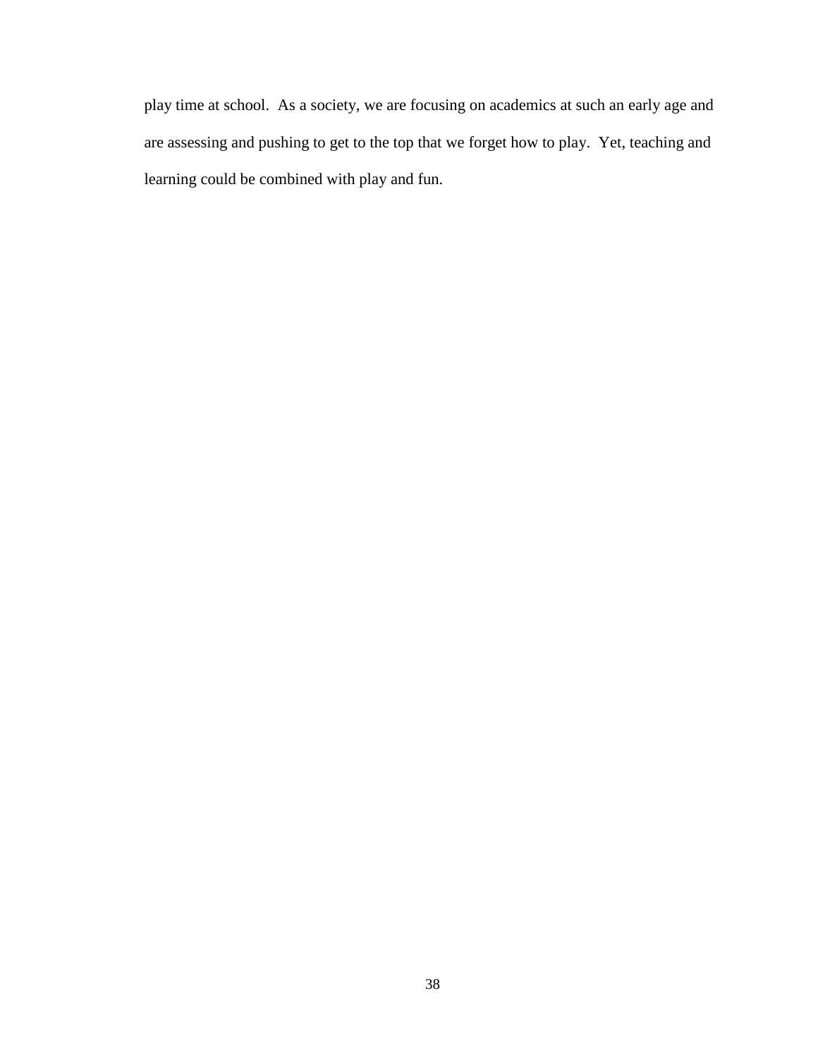play time at school. As a society, we are focusing on academics at such an early age and are assessing and pushing to get to the top that we forget how to play. Yet, teaching and learning could be combined with play and fun.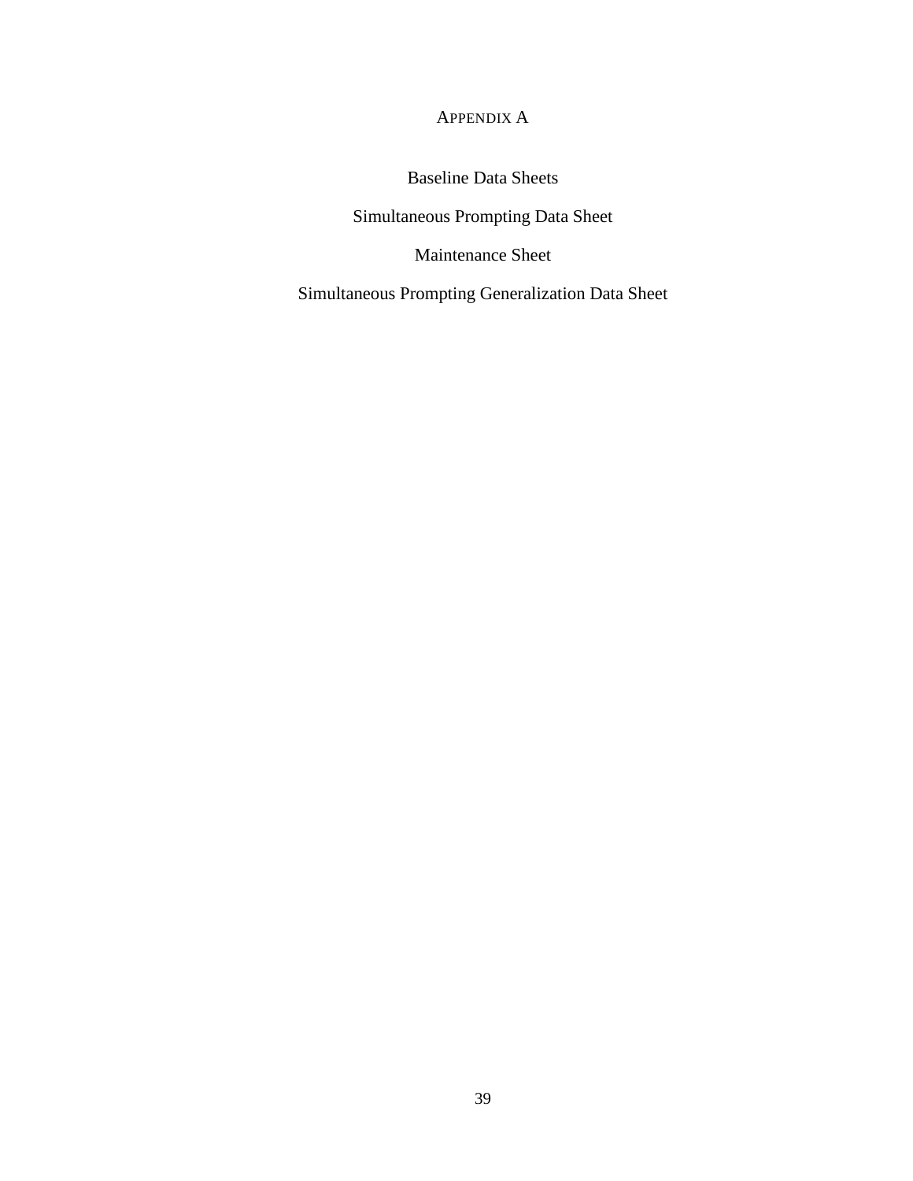# APPENDIX A

Baseline Data Sheets

Simultaneous Prompting Data Sheet

Maintenance Sheet

Simultaneous Prompting Generalization Data Sheet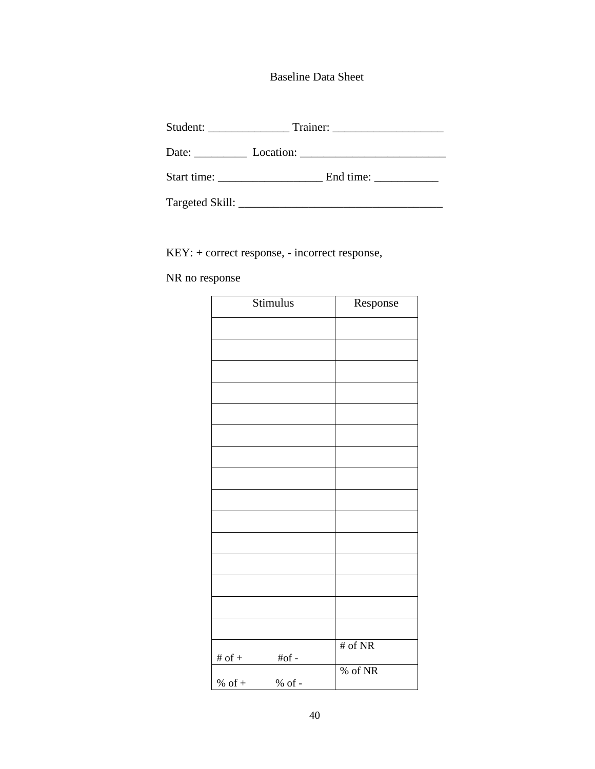Baseline Data Sheet

Student: ______________ Trainer: ___________________

Date: _________ Location: _________________________

Start time: __________________ End time: ___________

Targeted Skill: ___________________________________

KEY: + correct response, - incorrect response,

NR no response

| Stimulus | Response |
|---|---|
| | |
| | |
| | |
| | |
| | |
| | |
| | |
| | |
| | |
| | |
| | |
| | |
| | |
| | |
| | |
| # of + #of - | # of NR |
| % of + % of - | % of NR |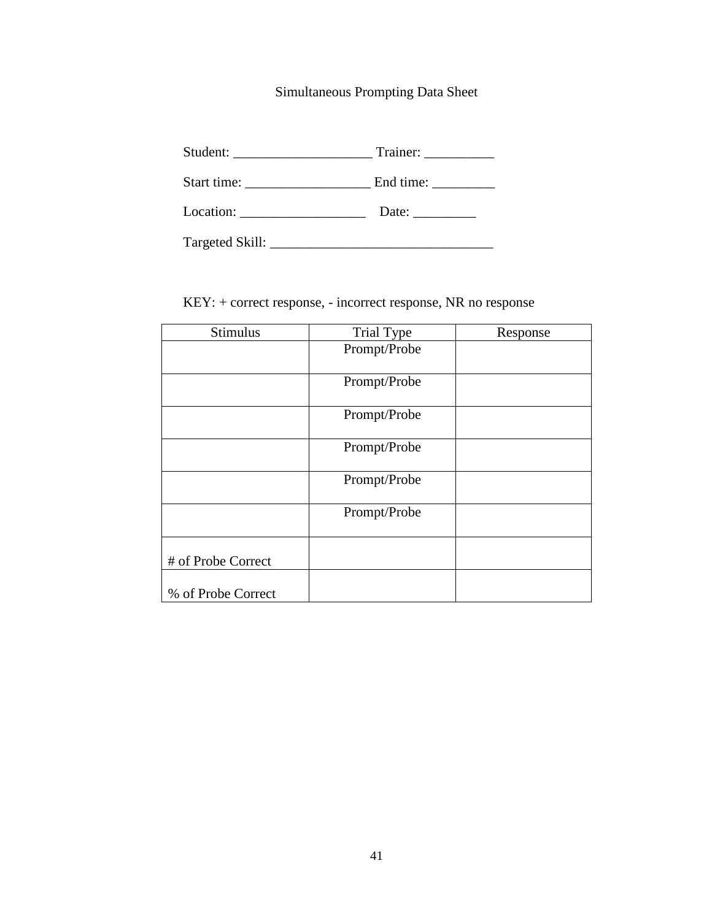Simultaneous Prompting Data Sheet

Student: ____________________ Trainer: __________

Start time: __________________ End time: _________

Location: __________________ Date: _________

Targeted Skill: ________________________________

KEY: + correct response, - incorrect response, NR no response

| Stimulus | Trial Type | Response |
|---|---|---|
| | Prompt/Probe | |
| | Prompt/Probe | |
| | Prompt/Probe | |
| | Prompt/Probe | |
| | Prompt/Probe | |
| | Prompt/Probe | |
| # of Probe Correct | | |
| % of Probe Correct | | |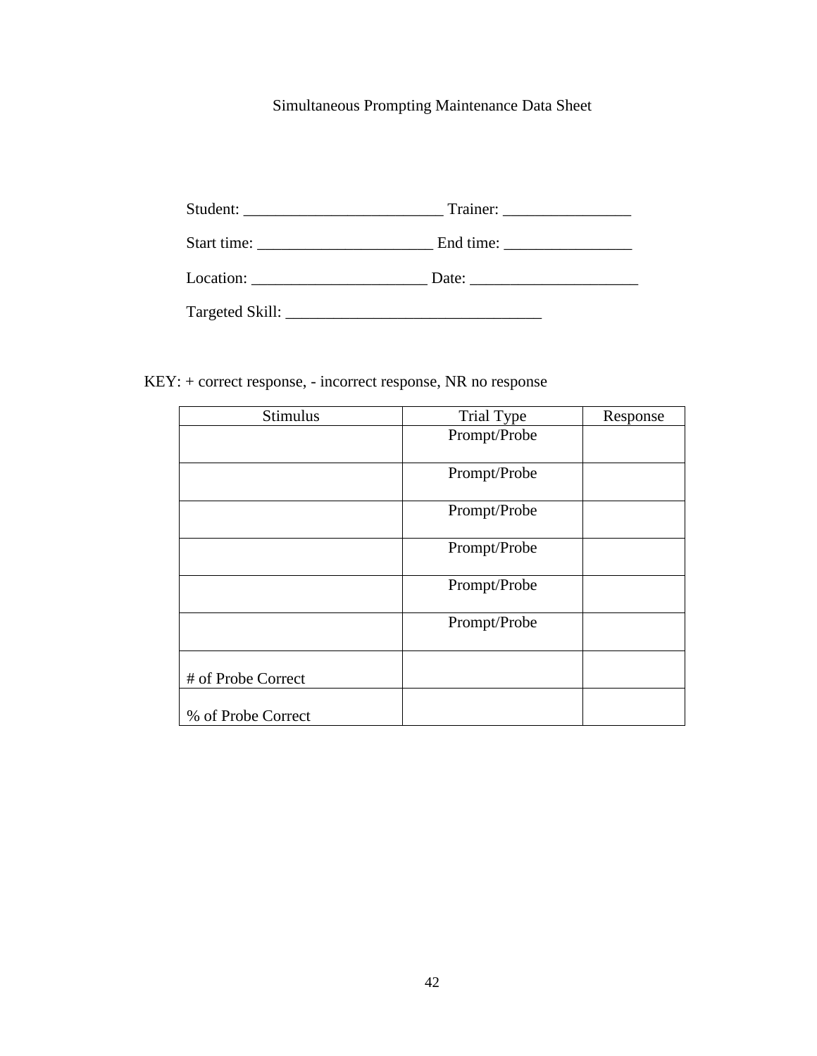# Simultaneous Prompting Maintenance Data Sheet

Student: _________________________ Trainer: ________________

Start time: ______________________ End time: ________________

Location: ______________________ Date: _____________________

Targeted Skill: ________________________________

KEY: + correct response, - incorrect response, NR no response

| Stimulus | Trial Type | Response |
|---|---|---|
| | Prompt/Probe | |
| | Prompt/Probe | |
| | Prompt/Probe | |
| | Prompt/Probe | |
| | Prompt/Probe | |
| | Prompt/Probe | |
| # of Probe Correct | | |
| % of Probe Correct | | |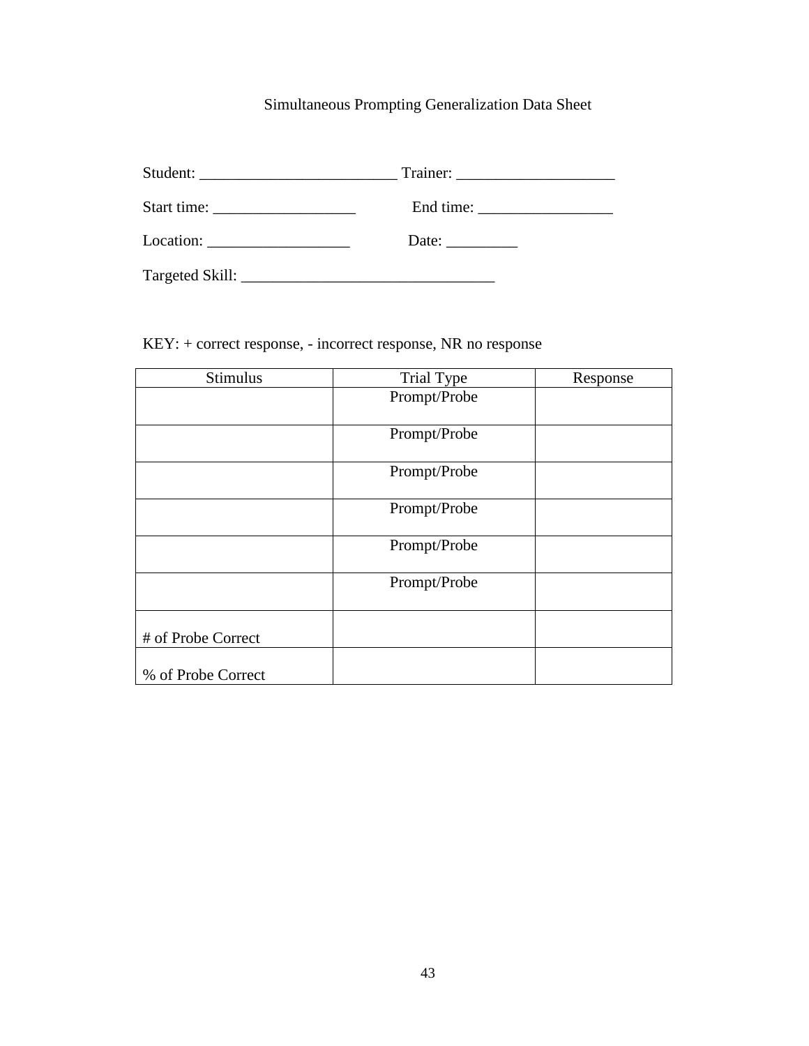Simultaneous Prompting Generalization Data Sheet

Student: _________________________ Trainer: ____________________

Start time: __________________ End time: _________________

Location: __________________ Date: _________

Targeted Skill: ________________________________

KEY: + correct response, - incorrect response, NR no response

| Stimulus | Trial Type | Response |
|---|---|---|
| | Prompt/Probe | |
| | Prompt/Probe | |
| | Prompt/Probe | |
| | Prompt/Probe | |
| | Prompt/Probe | |
| | Prompt/Probe | |
| # of Probe Correct | | |
| % of Probe Correct | | |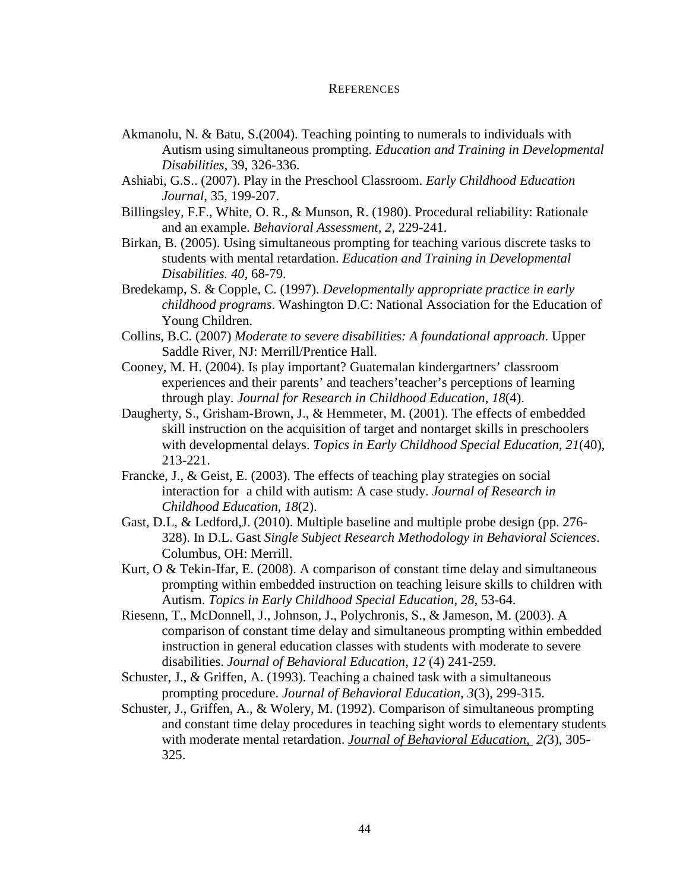# REFERENCES

Akmanolu, N. & Batu, S.(2004). Teaching pointing to numerals to individuals with Autism using simultaneous prompting. *Education and Training in Developmental Disabilities*, 39, 326-336.

Ashiabi, G.S.. (2007). Play in the Preschool Classroom. *Early Childhood Education Journal*, 35, 199-207.

Billingsley, F.F., White, O. R., & Munson, R. (1980). Procedural reliability: Rationale and an example. *Behavioral Assessment, 2,* 229-241.

Birkan, B. (2005). Using simultaneous prompting for teaching various discrete tasks to students with mental retardation. *Education and Training in Developmental Disabilities. 40*, 68-79.

Bredekamp, S. & Copple, C. (1997). *Developmentally appropriate practice in early childhood programs*. Washington D.C: National Association for the Education of Young Children.

Collins, B.C. (2007) *Moderate to severe disabilities: A foundational approach*. Upper Saddle River, NJ: Merrill/Prentice Hall.

Cooney, M. H. (2004). Is play important? Guatemalan kindergartners' classroom experiences and their parents' and teachers'teacher's perceptions of learning through play. *Journal for Research in Childhood Education, 18*(4).

Daugherty, S., Grisham-Brown, J., & Hemmeter, M. (2001). The effects of embedded skill instruction on the acquisition of target and nontarget skills in preschoolers with developmental delays. *Topics in Early Childhood Special Education, 21*(40), 213-221.

Francke, J., & Geist, E. (2003). The effects of teaching play strategies on social interaction for a child with autism: A case study. *Journal of Research in Childhood Education, 18*(2).

Gast, D.L, & Ledford,J. (2010). Multiple baseline and multiple probe design (pp. 276-328). In D.L. Gast *Single Subject Research Methodology in Behavioral Sciences*. Columbus, OH: Merrill.

Kurt, O & Tekin-Ifar, E. (2008). A comparison of constant time delay and simultaneous prompting within embedded instruction on teaching leisure skills to children with Autism. *Topics in Early Childhood Special Education, 28,* 53-64.

Riesenn, T., McDonnell, J., Johnson, J., Polychronis, S., & Jameson, M. (2003). A comparison of constant time delay and simultaneous prompting within embedded instruction in general education classes with students with moderate to severe disabilities. *Journal of Behavioral Education, 12* (4) 241-259.

Schuster, J., & Griffen, A. (1993). Teaching a chained task with a simultaneous prompting procedure. *Journal of Behavioral Education, 3*(3), 299-315.

Schuster, J., Griffen, A., & Wolery, M. (1992). Comparison of simultaneous prompting and constant time delay procedures in teaching sight words to elementary students with moderate mental retardation. *Journal of Behavioral Education, 2(*3), 305-325.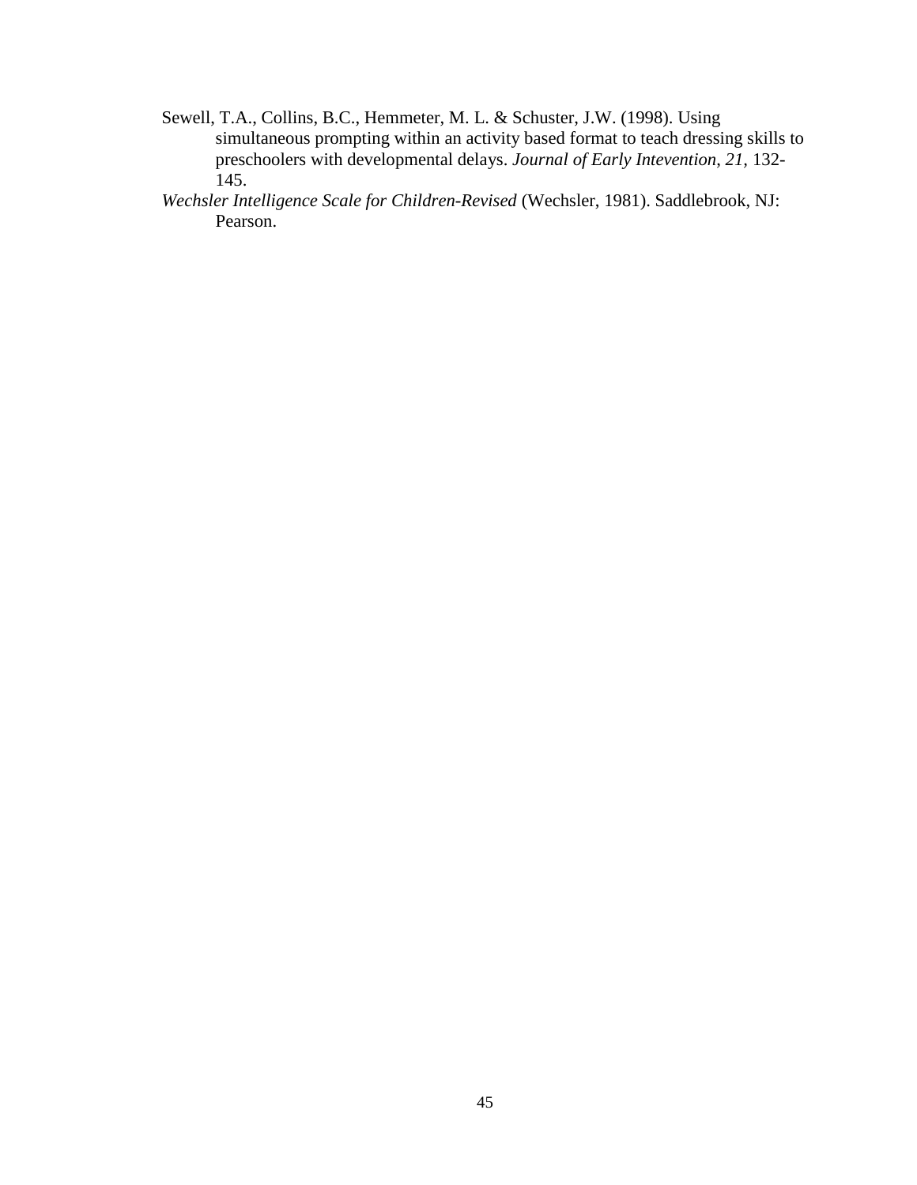Sewell, T.A., Collins, B.C., Hemmeter, M. L. & Schuster, J.W. (1998). Using simultaneous prompting within an activity based format to teach dressing skills to preschoolers with developmental delays. *Journal of Early Intevention, 21,* 132-145.

*Wechsler Intelligence Scale for Children-Revised* (Wechsler, 1981). Saddlebrook, NJ: Pearson.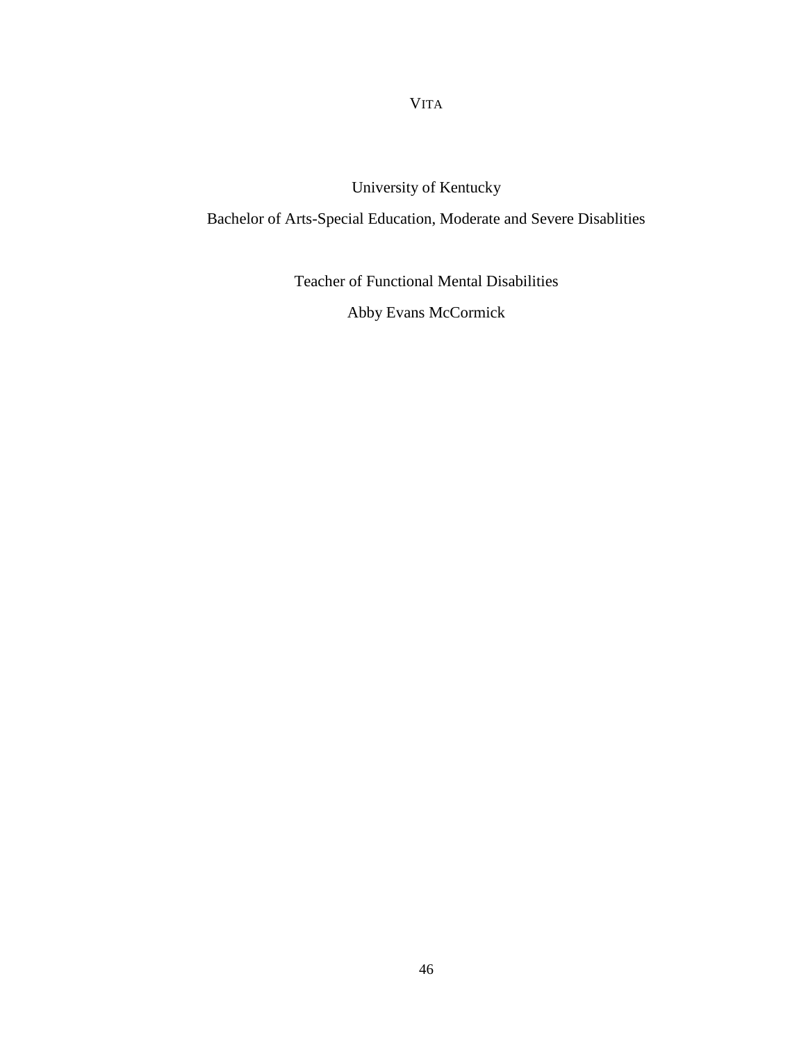# VITA

University of Kentucky

Bachelor of Arts-Special Education, Moderate and Severe Disablities

Teacher of Functional Mental Disabilities

Abby Evans McCormick